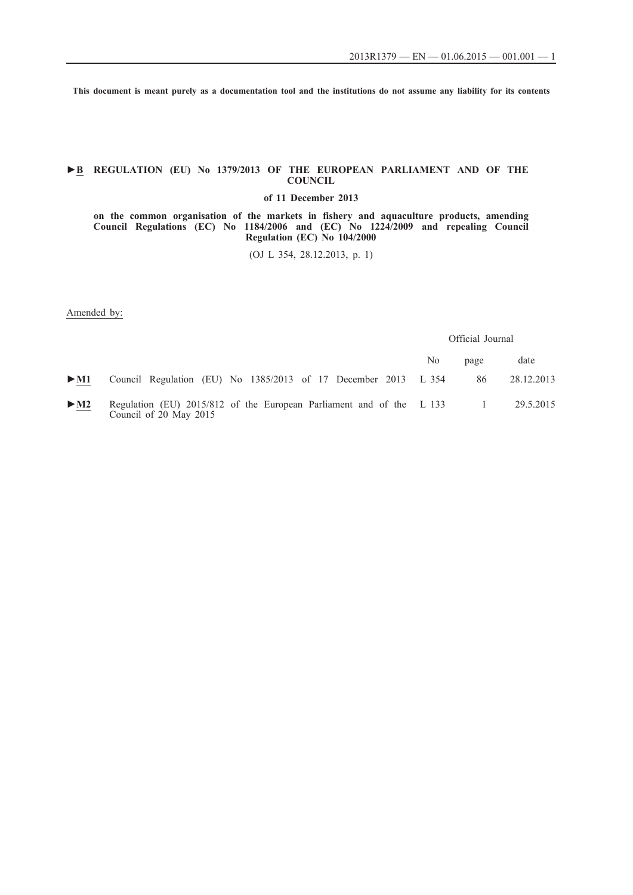**This document is meant purely as a documentation tool and the institutions do not assume any liability for its contents**

# ►B REGULATION (EU) No 1379/2013 OF THE EUROPEAN PARLIAMENT AND OF THE COUNCIL

**of 11 December 2013**

**on the common organisation of the markets in fishery and aquaculture products, amending Council Regulations (EC) No 1184/2006 and (EC) No 1224/2009 and repealing Council Regulation (EC) No 104/2000**

(OJ L 354, 28.12.2013, p. 1)

Amended by:

| | | Official Journal | | |
|---|---|---|---|---|
| | | No | page | date |
| ►M1 | Council Regulation (EU) No 1385/2013 of 17 December 2013 | L 354 | 86 | 28.12.2013 |
| ►M2 | Regulation (EU) 2015/812 of the European Parliament and of the Council of 20 May 2015 | L 133 | 1 | 29.5.2015 |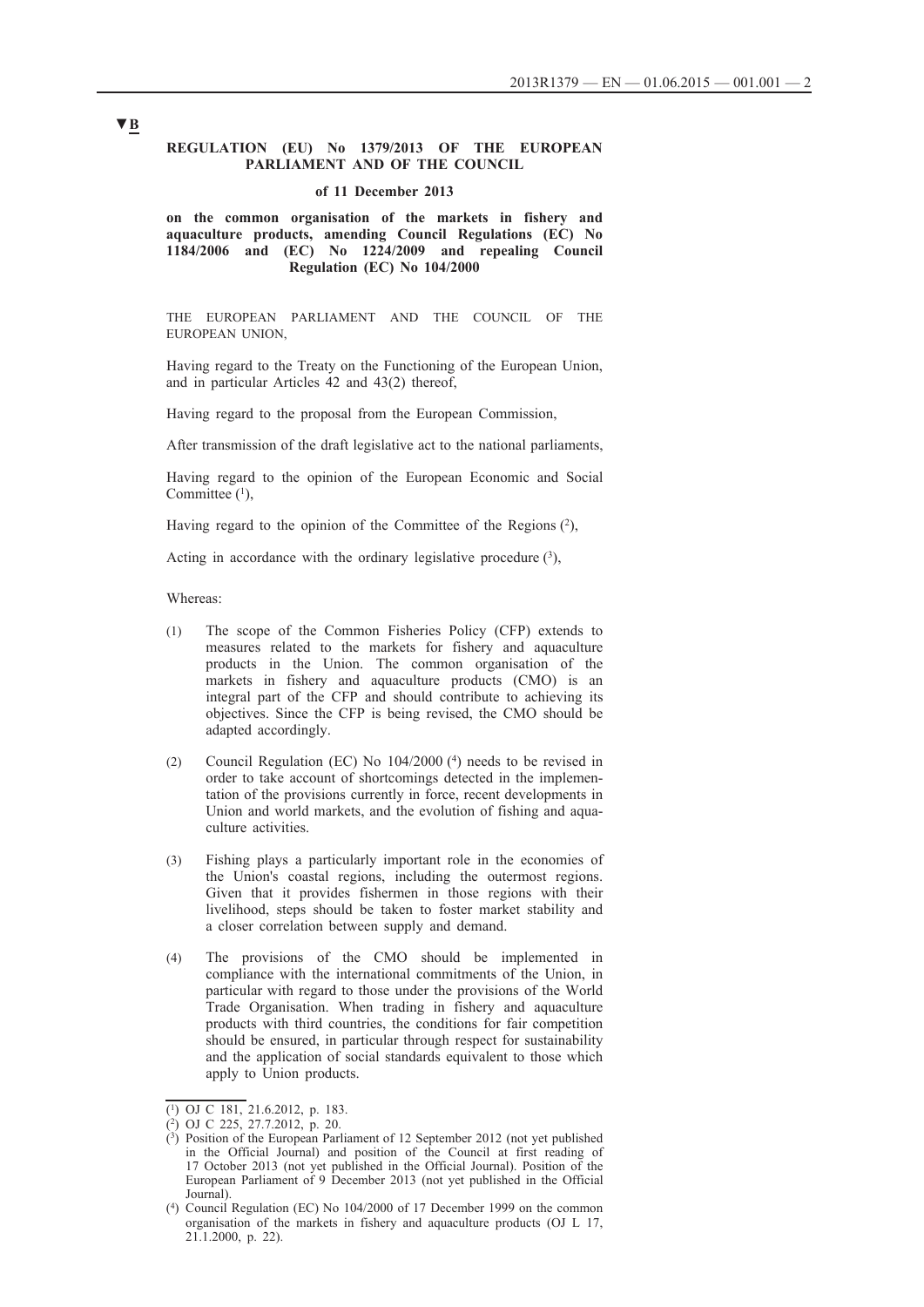▼B

**REGULATION (EU) No 1379/2013 OF THE EUROPEAN PARLIAMENT AND OF THE COUNCIL**

**of 11 December 2013**

**on the common organisation of the markets in fishery and aquaculture products, amending Council Regulations (EC) No 1184/2006 and (EC) No 1224/2009 and repealing Council Regulation (EC) No 104/2000**

THE EUROPEAN PARLIAMENT AND THE COUNCIL OF THE EUROPEAN UNION,

Having regard to the Treaty on the Functioning of the European Union, and in particular Articles 42 and 43(2) thereof,

Having regard to the proposal from the European Commission,

After transmission of the draft legislative act to the national parliaments,

Having regard to the opinion of the European Economic and Social Committee [1],

Having regard to the opinion of the Committee of the Regions [2],

Acting in accordance with the ordinary legislative procedure [3],

Whereas:

(1) The scope of the Common Fisheries Policy (CFP) extends to measures related to the markets for fishery and aquaculture products in the Union. The common organisation of the markets in fishery and aquaculture products (CMO) is an integral part of the CFP and should contribute to achieving its objectives. Since the CFP is being revised, the CMO should be adapted accordingly.

(2) Council Regulation (EC) No 104/2000 [4] needs to be revised in order to take account of shortcomings detected in the implementation of the provisions currently in force, recent developments in Union and world markets, and the evolution of fishing and aquaculture activities.

(3) Fishing plays a particularly important role in the economies of the Union's coastal regions, including the outermost regions. Given that it provides fishermen in those regions with their livelihood, steps should be taken to foster market stability and a closer correlation between supply and demand.

(4) The provisions of the CMO should be implemented in compliance with the international commitments of the Union, in particular with regard to those under the provisions of the World Trade Organisation. When trading in fishery and aquaculture products with third countries, the conditions for fair competition should be ensured, in particular through respect for sustainability and the application of social standards equivalent to those which apply to Union products.

---

(1) OJ C 181, 21.6.2012, p. 183.

(2) OJ C 225, 27.7.2012, p. 20.

(3) Position of the European Parliament of 12 September 2012 (not yet published in the Official Journal) and position of the Council at first reading of 17 October 2013 (not yet published in the Official Journal). Position of the European Parliament of 9 December 2013 (not yet published in the Official Journal).

(4) Council Regulation (EC) No 104/2000 of 17 December 1999 on the common organisation of the markets in fishery and aquaculture products (OJ L 17, 21.1.2000, p. 22).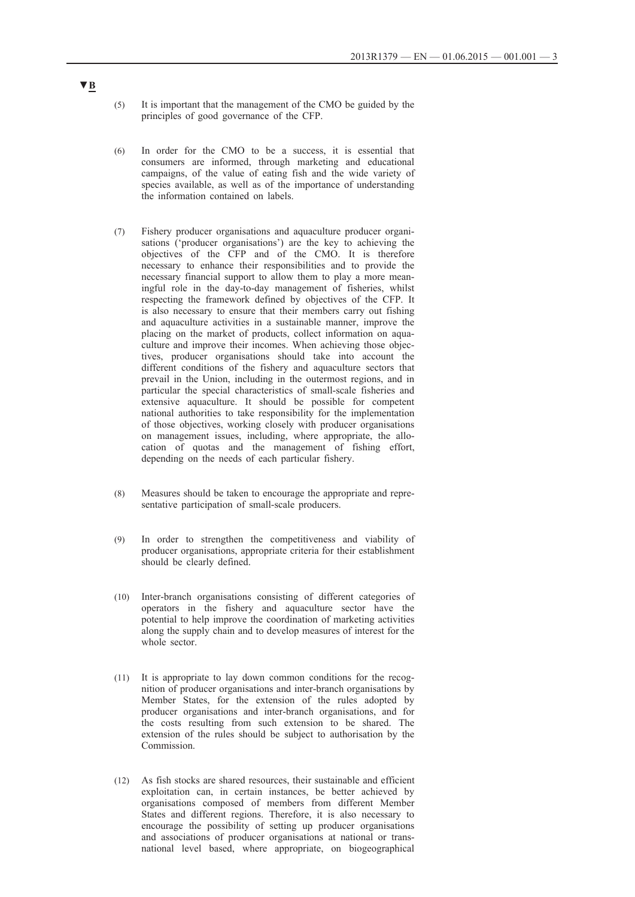▼B

(5) It is important that the management of the CMO be guided by the principles of good governance of the CFP.

(6) In order for the CMO to be a success, it is essential that consumers are informed, through marketing and educational campaigns, of the value of eating fish and the wide variety of species available, as well as of the importance of understanding the information contained on labels.

(7) Fishery producer organisations and aquaculture producer organisations ('producer organisations') are the key to achieving the objectives of the CFP and of the CMO. It is therefore necessary to enhance their responsibilities and to provide the necessary financial support to allow them to play a more meaningful role in the day-to-day management of fisheries, whilst respecting the framework defined by objectives of the CFP. It is also necessary to ensure that their members carry out fishing and aquaculture activities in a sustainable manner, improve the placing on the market of products, collect information on aquaculture and improve their incomes. When achieving those objectives, producer organisations should take into account the different conditions of the fishery and aquaculture sectors that prevail in the Union, including in the outermost regions, and in particular the special characteristics of small-scale fisheries and extensive aquaculture. It should be possible for competent national authorities to take responsibility for the implementation of those objectives, working closely with producer organisations on management issues, including, where appropriate, the allocation of quotas and the management of fishing effort, depending on the needs of each particular fishery.

(8) Measures should be taken to encourage the appropriate and representative participation of small-scale producers.

(9) In order to strengthen the competitiveness and viability of producer organisations, appropriate criteria for their establishment should be clearly defined.

(10) Inter-branch organisations consisting of different categories of operators in the fishery and aquaculture sector have the potential to help improve the coordination of marketing activities along the supply chain and to develop measures of interest for the whole sector.

(11) It is appropriate to lay down common conditions for the recognition of producer organisations and inter-branch organisations by Member States, for the extension of the rules adopted by producer organisations and inter-branch organisations, and for the costs resulting from such extension to be shared. The extension of the rules should be subject to authorisation by the Commission.

(12) As fish stocks are shared resources, their sustainable and efficient exploitation can, in certain instances, be better achieved by organisations composed of members from different Member States and different regions. Therefore, it is also necessary to encourage the possibility of setting up producer organisations and associations of producer organisations at national or transnational level based, where appropriate, on biogeographical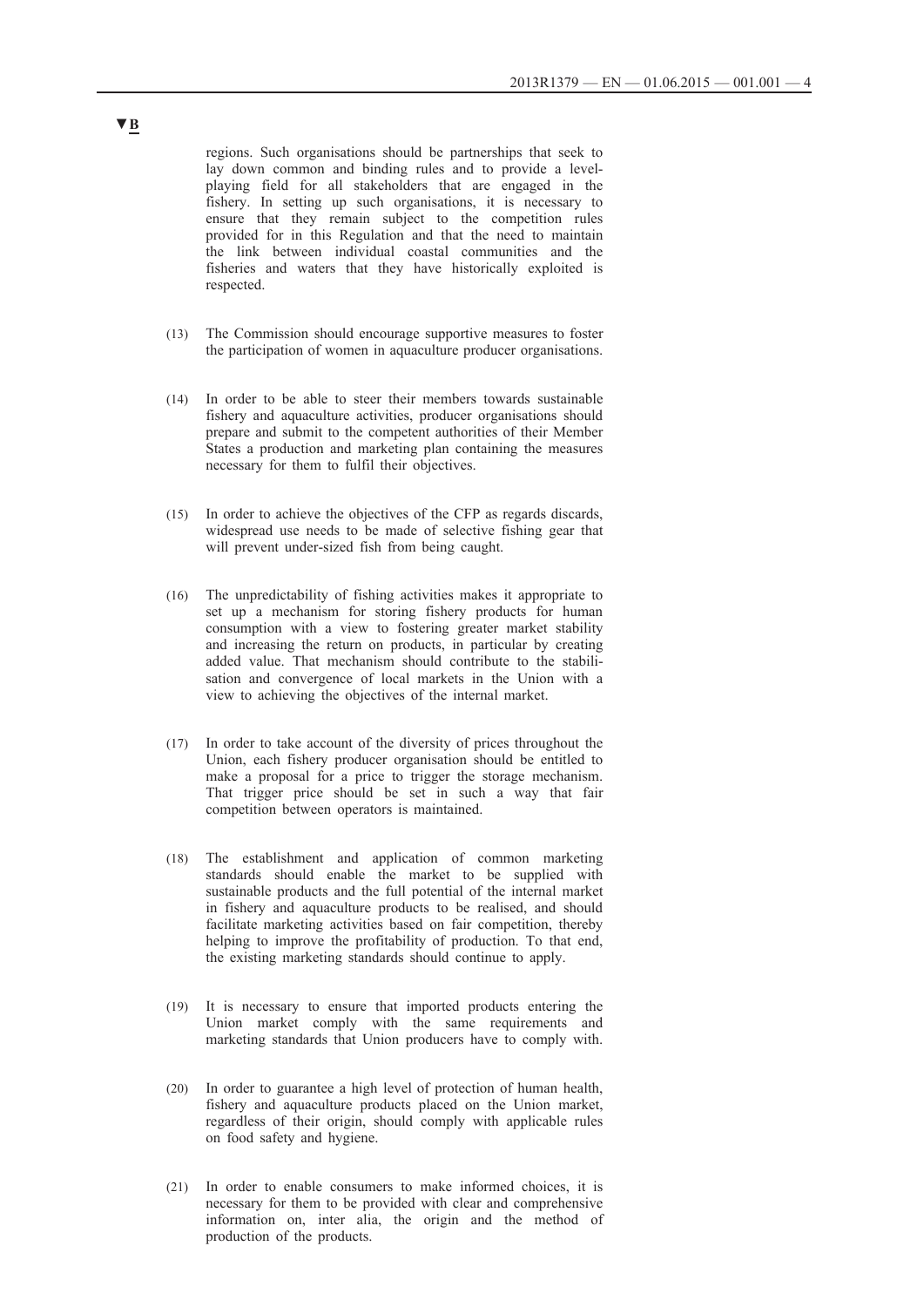▼B

regions. Such organisations should be partnerships that seek to lay down common and binding rules and to provide a level-playing field for all stakeholders that are engaged in the fishery. In setting up such organisations, it is necessary to ensure that they remain subject to the competition rules provided for in this Regulation and that the need to maintain the link between individual coastal communities and the fisheries and waters that they have historically exploited is respected.

(13) The Commission should encourage supportive measures to foster the participation of women in aquaculture producer organisations.

(14) In order to be able to steer their members towards sustainable fishery and aquaculture activities, producer organisations should prepare and submit to the competent authorities of their Member States a production and marketing plan containing the measures necessary for them to fulfil their objectives.

(15) In order to achieve the objectives of the CFP as regards discards, widespread use needs to be made of selective fishing gear that will prevent under-sized fish from being caught.

(16) The unpredictability of fishing activities makes it appropriate to set up a mechanism for storing fishery products for human consumption with a view to fostering greater market stability and increasing the return on products, in particular by creating added value. That mechanism should contribute to the stabilisation and convergence of local markets in the Union with a view to achieving the objectives of the internal market.

(17) In order to take account of the diversity of prices throughout the Union, each fishery producer organisation should be entitled to make a proposal for a price to trigger the storage mechanism. That trigger price should be set in such a way that fair competition between operators is maintained.

(18) The establishment and application of common marketing standards should enable the market to be supplied with sustainable products and the full potential of the internal market in fishery and aquaculture products to be realised, and should facilitate marketing activities based on fair competition, thereby helping to improve the profitability of production. To that end, the existing marketing standards should continue to apply.

(19) It is necessary to ensure that imported products entering the Union market comply with the same requirements and marketing standards that Union producers have to comply with.

(20) In order to guarantee a high level of protection of human health, fishery and aquaculture products placed on the Union market, regardless of their origin, should comply with applicable rules on food safety and hygiene.

(21) In order to enable consumers to make informed choices, it is necessary for them to be provided with clear and comprehensive information on, inter alia, the origin and the method of production of the products.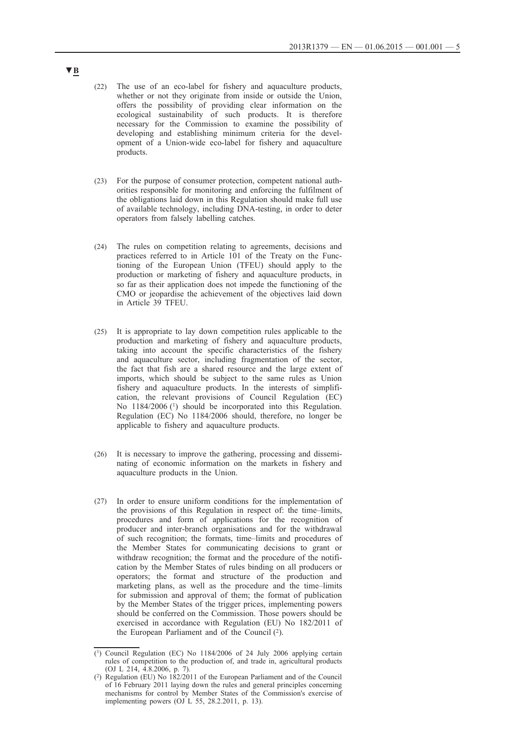▼B

(22) The use of an eco-label for fishery and aquaculture products, whether or not they originate from inside or outside the Union, offers the possibility of providing clear information on the ecological sustainability of such products. It is therefore necessary for the Commission to examine the possibility of developing and establishing minimum criteria for the development of a Union-wide eco-label for fishery and aquaculture products.

(23) For the purpose of consumer protection, competent national authorities responsible for monitoring and enforcing the fulfilment of the obligations laid down in this Regulation should make full use of available technology, including DNA-testing, in order to deter operators from falsely labelling catches.

(24) The rules on competition relating to agreements, decisions and practices referred to in Article 101 of the Treaty on the Functioning of the European Union (TFEU) should apply to the production or marketing of fishery and aquaculture products, in so far as their application does not impede the functioning of the CMO or jeopardise the achievement of the objectives laid down in Article 39 TFEU.

(25) It is appropriate to lay down competition rules applicable to the production and marketing of fishery and aquaculture products, taking into account the specific characteristics of the fishery and aquaculture sector, including fragmentation of the sector, the fact that fish are a shared resource and the large extent of imports, which should be subject to the same rules as Union fishery and aquaculture products. In the interests of simplification, the relevant provisions of Council Regulation (EC) No 1184/2006 [1] should be incorporated into this Regulation. Regulation (EC) No 1184/2006 should, therefore, no longer be applicable to fishery and aquaculture products.

(26) It is necessary to improve the gathering, processing and disseminating of economic information on the markets in fishery and aquaculture products in the Union.

(27) In order to ensure uniform conditions for the implementation of the provisions of this Regulation in respect of: the time–limits, procedures and form of applications for the recognition of producer and inter-branch organisations and for the withdrawal of such recognition; the formats, time–limits and procedures of the Member States for communicating decisions to grant or withdraw recognition; the format and the procedure of the notification by the Member States of rules binding on all producers or operators; the format and structure of the production and marketing plans, as well as the procedure and the time–limits for submission and approval of them; the format of publication by the Member States of the trigger prices, implementing powers should be conferred on the Commission. Those powers should be exercised in accordance with Regulation (EU) No 182/2011 of the European Parliament and of the Council [2].

---

[1] Council Regulation (EC) No 1184/2006 of 24 July 2006 applying certain rules of competition to the production of, and trade in, agricultural products (OJ L 214, 4.8.2006, p. 7).

[2] Regulation (EU) No 182/2011 of the European Parliament and of the Council of 16 February 2011 laying down the rules and general principles concerning mechanisms for control by Member States of the Commission's exercise of implementing powers (OJ L 55, 28.2.2011, p. 13).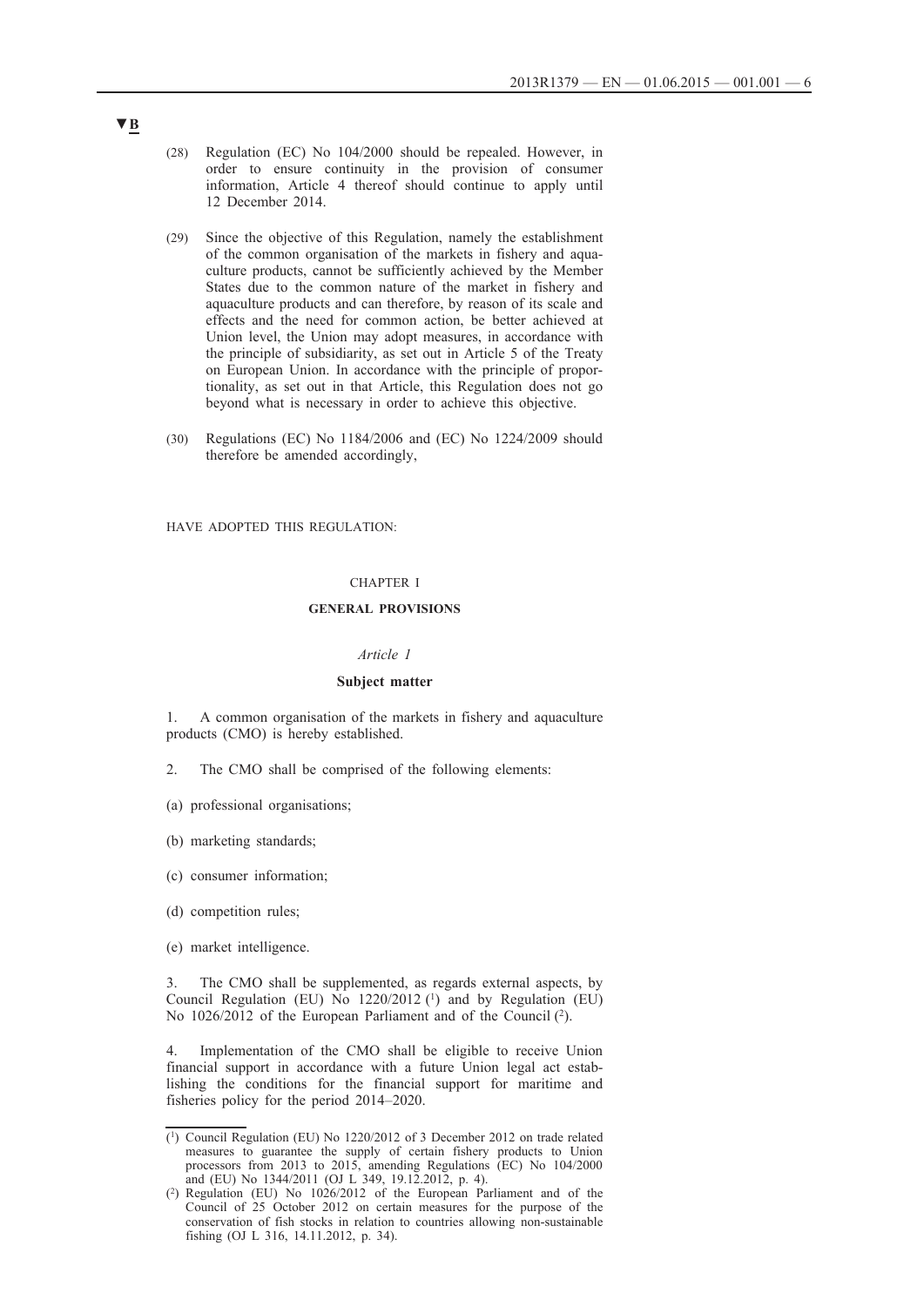▼B

(28) Regulation (EC) No 104/2000 should be repealed. However, in order to ensure continuity in the provision of consumer information, Article 4 thereof should continue to apply until 12 December 2014.

(29) Since the objective of this Regulation, namely the establishment of the common organisation of the markets in fishery and aquaculture products, cannot be sufficiently achieved by the Member States due to the common nature of the market in fishery and aquaculture products and can therefore, by reason of its scale and effects and the need for common action, be better achieved at Union level, the Union may adopt measures, in accordance with the principle of subsidiarity, as set out in Article 5 of the Treaty on European Union. In accordance with the principle of proportionality, as set out in that Article, this Regulation does not go beyond what is necessary in order to achieve this objective.

(30) Regulations (EC) No 1184/2006 and (EC) No 1224/2009 should therefore be amended accordingly,

HAVE ADOPTED THIS REGULATION:

## CHAPTER I

## GENERAL PROVISIONS

### *Article 1*

### Subject matter

1. A common organisation of the markets in fishery and aquaculture products (CMO) is hereby established.

2. The CMO shall be comprised of the following elements:

(a) professional organisations;

(b) marketing standards;

(c) consumer information;

(d) competition rules;

(e) market intelligence.

3. The CMO shall be supplemented, as regards external aspects, by Council Regulation (EU) No 1220/2012 [1] and by Regulation (EU) No 1026/2012 of the European Parliament and of the Council [2].

4. Implementation of the CMO shall be eligible to receive Union financial support in accordance with a future Union legal act establishing the conditions for the financial support for maritime and fisheries policy for the period 2014–2020.

---

[1] Council Regulation (EU) No 1220/2012 of 3 December 2012 on trade related measures to guarantee the supply of certain fishery products to Union processors from 2013 to 2015, amending Regulations (EC) No 104/2000 and (EU) No 1344/2011 (OJ L 349, 19.12.2012, p. 4).

[2] Regulation (EU) No 1026/2012 of the European Parliament and of the Council of 25 October 2012 on certain measures for the purpose of the conservation of fish stocks in relation to countries allowing non-sustainable fishing (OJ L 316, 14.11.2012, p. 34).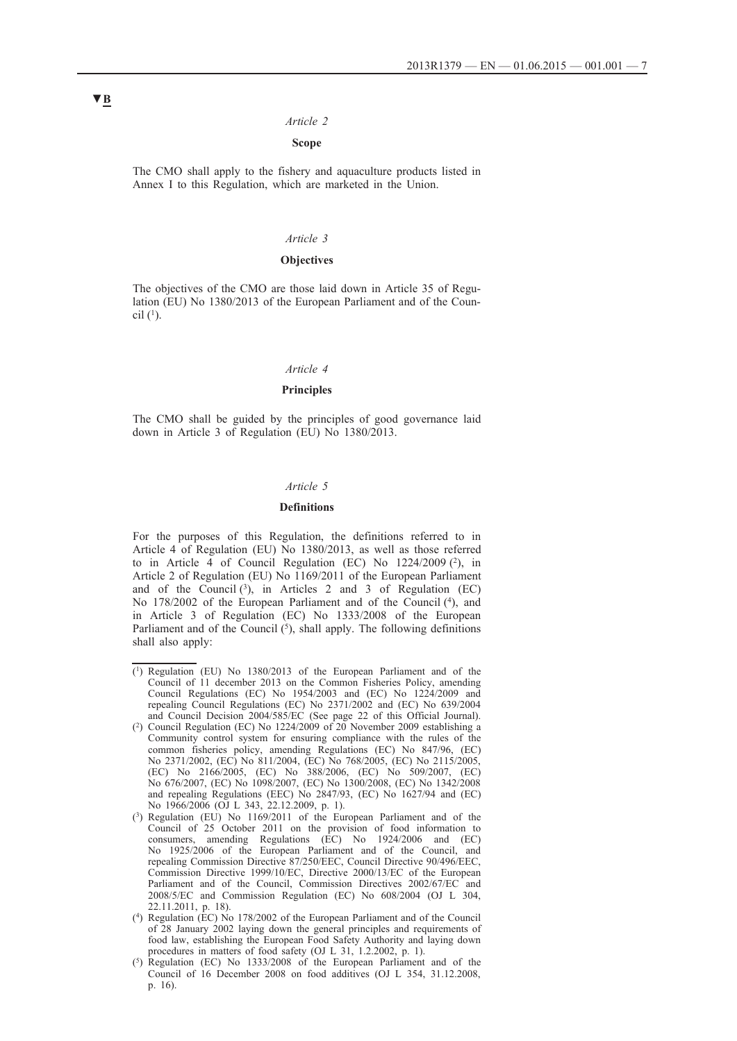▼B

*Article 2*

**Scope**

The CMO shall apply to the fishery and aquaculture products listed in Annex I to this Regulation, which are marketed in the Union.

*Article 3*

**Objectives**

The objectives of the CMO are those laid down in Article 35 of Regulation (EU) No 1380/2013 of the European Parliament and of the Council [1].

*Article 4*

**Principles**

The CMO shall be guided by the principles of good governance laid down in Article 3 of Regulation (EU) No 1380/2013.

*Article 5*

**Definitions**

For the purposes of this Regulation, the definitions referred to in Article 4 of Regulation (EU) No 1380/2013, as well as those referred to in Article 4 of Council Regulation (EC) No 1224/2009 [2], in Article 2 of Regulation (EU) No 1169/2011 of the European Parliament and of the Council [3], in Articles 2 and 3 of Regulation (EC) No 178/2002 of the European Parliament and of the Council [4], and in Article 3 of Regulation (EC) No 1333/2008 of the European Parliament and of the Council [5], shall apply. The following definitions shall also apply:

---

[1] Regulation (EU) No 1380/2013 of the European Parliament and of the Council of 11 december 2013 on the Common Fisheries Policy, amending Council Regulations (EC) No 1954/2003 and (EC) No 1224/2009 and repealing Council Regulations (EC) No 2371/2002 and (EC) No 639/2004 and Council Decision 2004/585/EC (See page 22 of this Official Journal).

[2] Council Regulation (EC) No 1224/2009 of 20 November 2009 establishing a Community control system for ensuring compliance with the rules of the common fisheries policy, amending Regulations (EC) No 847/96, (EC) No 2371/2002, (EC) No 811/2004, (EC) No 768/2005, (EC) No 2115/2005, (EC) No 2166/2005, (EC) No 388/2006, (EC) No 509/2007, (EC) No 676/2007, (EC) No 1098/2007, (EC) No 1300/2008, (EC) No 1342/2008 and repealing Regulations (EEC) No 2847/93, (EC) No 1627/94 and (EC) No 1966/2006 (OJ L 343, 22.12.2009, p. 1).

[3] Regulation (EU) No 1169/2011 of the European Parliament and of the Council of 25 October 2011 on the provision of food information to consumers, amending Regulations (EC) No 1924/2006 and (EC) No 1925/2006 of the European Parliament and of the Council, and repealing Commission Directive 87/250/EEC, Council Directive 90/496/EEC, Commission Directive 1999/10/EC, Directive 2000/13/EC of the European Parliament and of the Council, Commission Directives 2002/67/EC and 2008/5/EC and Commission Regulation (EC) No 608/2004 (OJ L 304, 22.11.2011, p. 18).

[4] Regulation (EC) No 178/2002 of the European Parliament and of the Council of 28 January 2002 laying down the general principles and requirements of food law, establishing the European Food Safety Authority and laying down procedures in matters of food safety (OJ L 31, 1.2.2002, p. 1).

[5] Regulation (EC) No 1333/2008 of the European Parliament and of the Council of 16 December 2008 on food additives (OJ L 354, 31.12.2008, p. 16).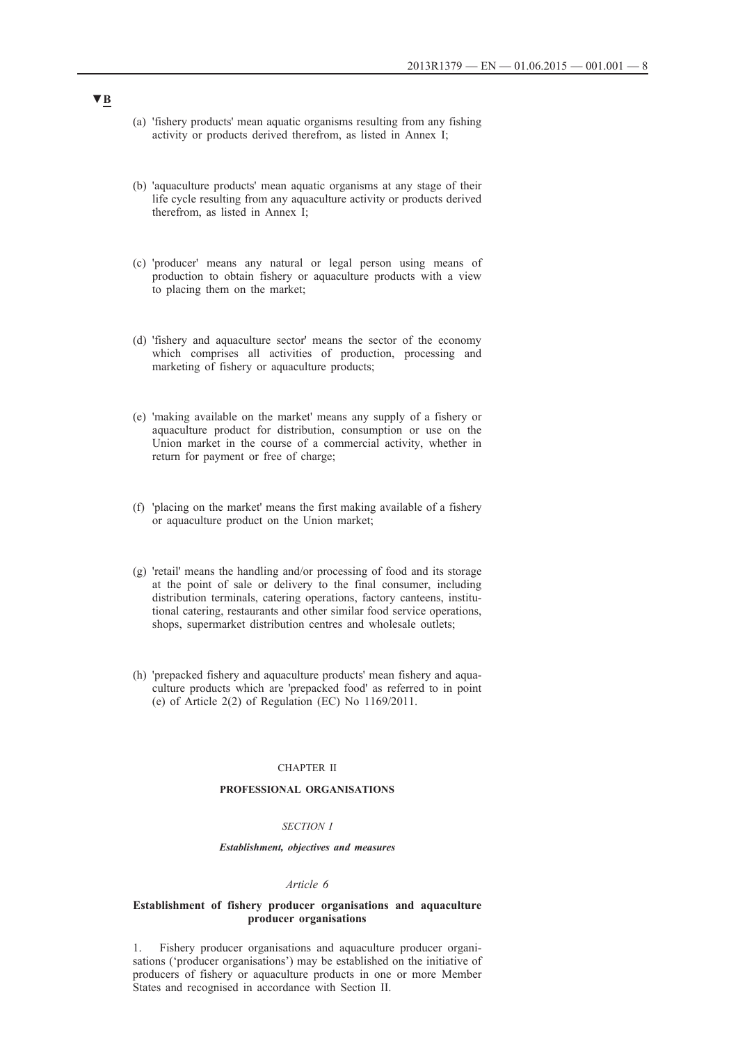▼B

(a) 'fishery products' mean aquatic organisms resulting from any fishing activity or products derived therefrom, as listed in Annex I;

(b) 'aquaculture products' mean aquatic organisms at any stage of their life cycle resulting from any aquaculture activity or products derived therefrom, as listed in Annex I;

(c) 'producer' means any natural or legal person using means of production to obtain fishery or aquaculture products with a view to placing them on the market;

(d) 'fishery and aquaculture sector' means the sector of the economy which comprises all activities of production, processing and marketing of fishery or aquaculture products;

(e) 'making available on the market' means any supply of a fishery or aquaculture product for distribution, consumption or use on the Union market in the course of a commercial activity, whether in return for payment or free of charge;

(f) 'placing on the market' means the first making available of a fishery or aquaculture product on the Union market;

(g) 'retail' means the handling and/or processing of food and its storage at the point of sale or delivery to the final consumer, including distribution terminals, catering operations, factory canteens, institutional catering, restaurants and other similar food service operations, shops, supermarket distribution centres and wholesale outlets;

(h) 'prepacked fishery and aquaculture products' mean fishery and aquaculture products which are 'prepacked food' as referred to in point (e) of Article 2(2) of Regulation (EC) No 1169/2011.

## CHAPTER II

## PROFESSIONAL ORGANISATIONS

### *SECTION I*

### ***Establishment, objectives and measures***

#### *Article 6*

#### **Establishment of fishery producer organisations and aquaculture producer organisations**

1. Fishery producer organisations and aquaculture producer organisations ('producer organisations') may be established on the initiative of producers of fishery or aquaculture products in one or more Member States and recognised in accordance with Section II.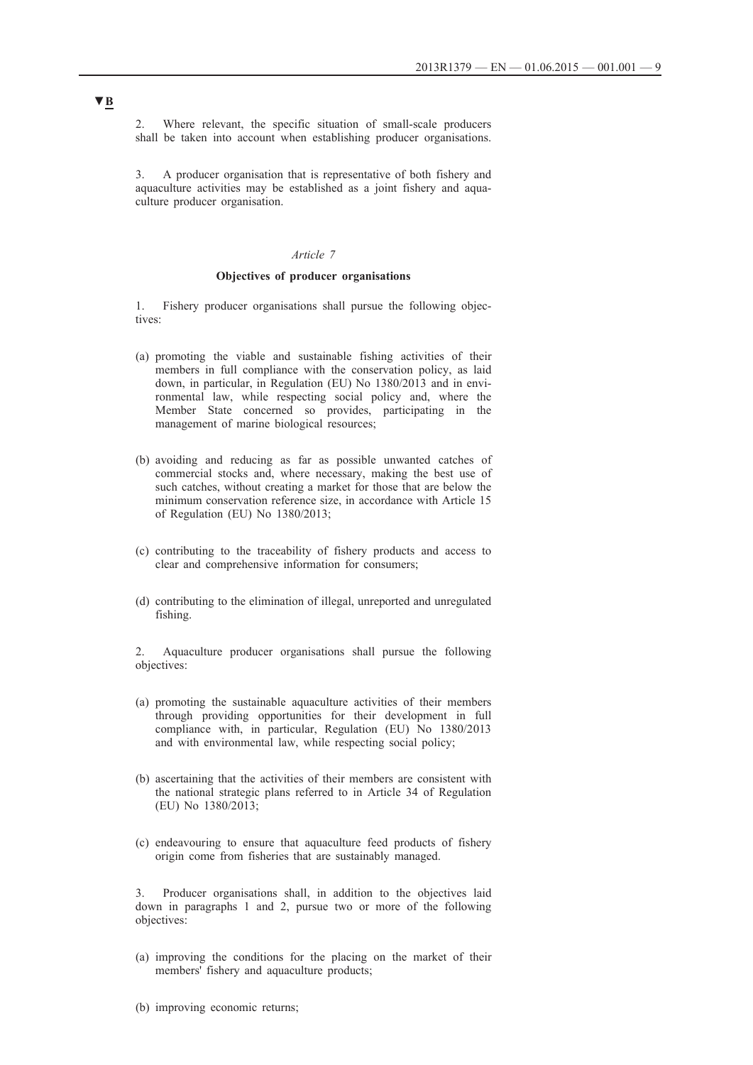▼B

2. Where relevant, the specific situation of small-scale producers shall be taken into account when establishing producer organisations.

3. A producer organisation that is representative of both fishery and aquaculture activities may be established as a joint fishery and aquaculture producer organisation.

*Article 7*

**Objectives of producer organisations**

1. Fishery producer organisations shall pursue the following objectives:

(a) promoting the viable and sustainable fishing activities of their members in full compliance with the conservation policy, as laid down, in particular, in Regulation (EU) No 1380/2013 and in environmental law, while respecting social policy and, where the Member State concerned so provides, participating in the management of marine biological resources;

(b) avoiding and reducing as far as possible unwanted catches of commercial stocks and, where necessary, making the best use of such catches, without creating a market for those that are below the minimum conservation reference size, in accordance with Article 15 of Regulation (EU) No 1380/2013;

(c) contributing to the traceability of fishery products and access to clear and comprehensive information for consumers;

(d) contributing to the elimination of illegal, unreported and unregulated fishing.

2. Aquaculture producer organisations shall pursue the following objectives:

(a) promoting the sustainable aquaculture activities of their members through providing opportunities for their development in full compliance with, in particular, Regulation (EU) No 1380/2013 and with environmental law, while respecting social policy;

(b) ascertaining that the activities of their members are consistent with the national strategic plans referred to in Article 34 of Regulation (EU) No 1380/2013;

(c) endeavouring to ensure that aquaculture feed products of fishery origin come from fisheries that are sustainably managed.

3. Producer organisations shall, in addition to the objectives laid down in paragraphs 1 and 2, pursue two or more of the following objectives:

(a) improving the conditions for the placing on the market of their members' fishery and aquaculture products;

(b) improving economic returns;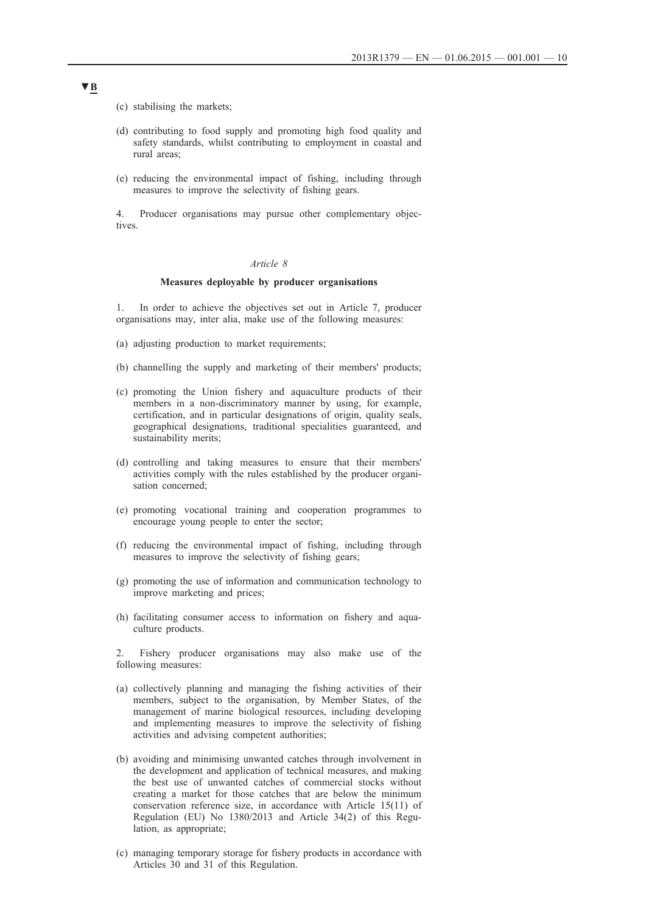▼B

(c) stabilising the markets;

(d) contributing to food supply and promoting high food quality and safety standards, whilst contributing to employment in coastal and rural areas;

(e) reducing the environmental impact of fishing, including through measures to improve the selectivity of fishing gears.

4. Producer organisations may pursue other complementary objectives.

*Article 8*

**Measures deployable by producer organisations**

1. In order to achieve the objectives set out in Article 7, producer organisations may, inter alia, make use of the following measures:

(a) adjusting production to market requirements;

(b) channelling the supply and marketing of their members' products;

(c) promoting the Union fishery and aquaculture products of their members in a non-discriminatory manner by using, for example, certification, and in particular designations of origin, quality seals, geographical designations, traditional specialities guaranteed, and sustainability merits;

(d) controlling and taking measures to ensure that their members' activities comply with the rules established by the producer organisation concerned;

(e) promoting vocational training and cooperation programmes to encourage young people to enter the sector;

(f) reducing the environmental impact of fishing, including through measures to improve the selectivity of fishing gears;

(g) promoting the use of information and communication technology to improve marketing and prices;

(h) facilitating consumer access to information on fishery and aquaculture products.

2. Fishery producer organisations may also make use of the following measures:

(a) collectively planning and managing the fishing activities of their members, subject to the organisation, by Member States, of the management of marine biological resources, including developing and implementing measures to improve the selectivity of fishing activities and advising competent authorities;

(b) avoiding and minimising unwanted catches through involvement in the development and application of technical measures, and making the best use of unwanted catches of commercial stocks without creating a market for those catches that are below the minimum conservation reference size, in accordance with Article 15(11) of Regulation (EU) No 1380/2013 and Article 34(2) of this Regulation, as appropriate;

(c) managing temporary storage for fishery products in accordance with Articles 30 and 31 of this Regulation.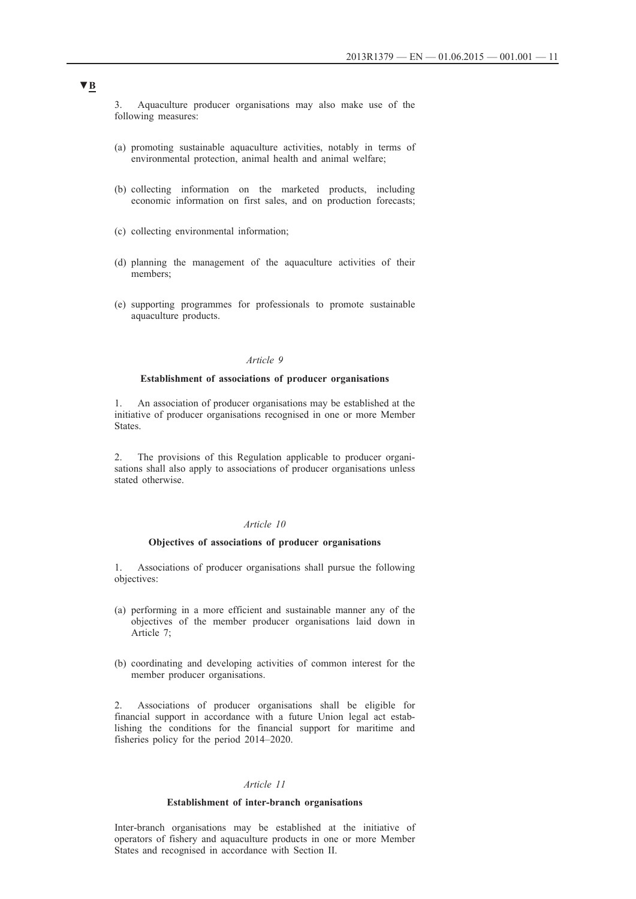**▼B**

3. Aquaculture producer organisations may also make use of the following measures:

(a) promoting sustainable aquaculture activities, notably in terms of environmental protection, animal health and animal welfare;

(b) collecting information on the marketed products, including economic information on first sales, and on production forecasts;

(c) collecting environmental information;

(d) planning the management of the aquaculture activities of their members;

(e) supporting programmes for professionals to promote sustainable aquaculture products.

*Article 9*

**Establishment of associations of producer organisations**

1. An association of producer organisations may be established at the initiative of producer organisations recognised in one or more Member States.

2. The provisions of this Regulation applicable to producer organisations shall also apply to associations of producer organisations unless stated otherwise.

*Article 10*

**Objectives of associations of producer organisations**

1. Associations of producer organisations shall pursue the following objectives:

(a) performing in a more efficient and sustainable manner any of the objectives of the member producer organisations laid down in Article 7;

(b) coordinating and developing activities of common interest for the member producer organisations.

2. Associations of producer organisations shall be eligible for financial support in accordance with a future Union legal act establishing the conditions for the financial support for maritime and fisheries policy for the period 2014–2020.

*Article 11*

**Establishment of inter-branch organisations**

Inter-branch organisations may be established at the initiative of operators of fishery and aquaculture products in one or more Member States and recognised in accordance with Section II.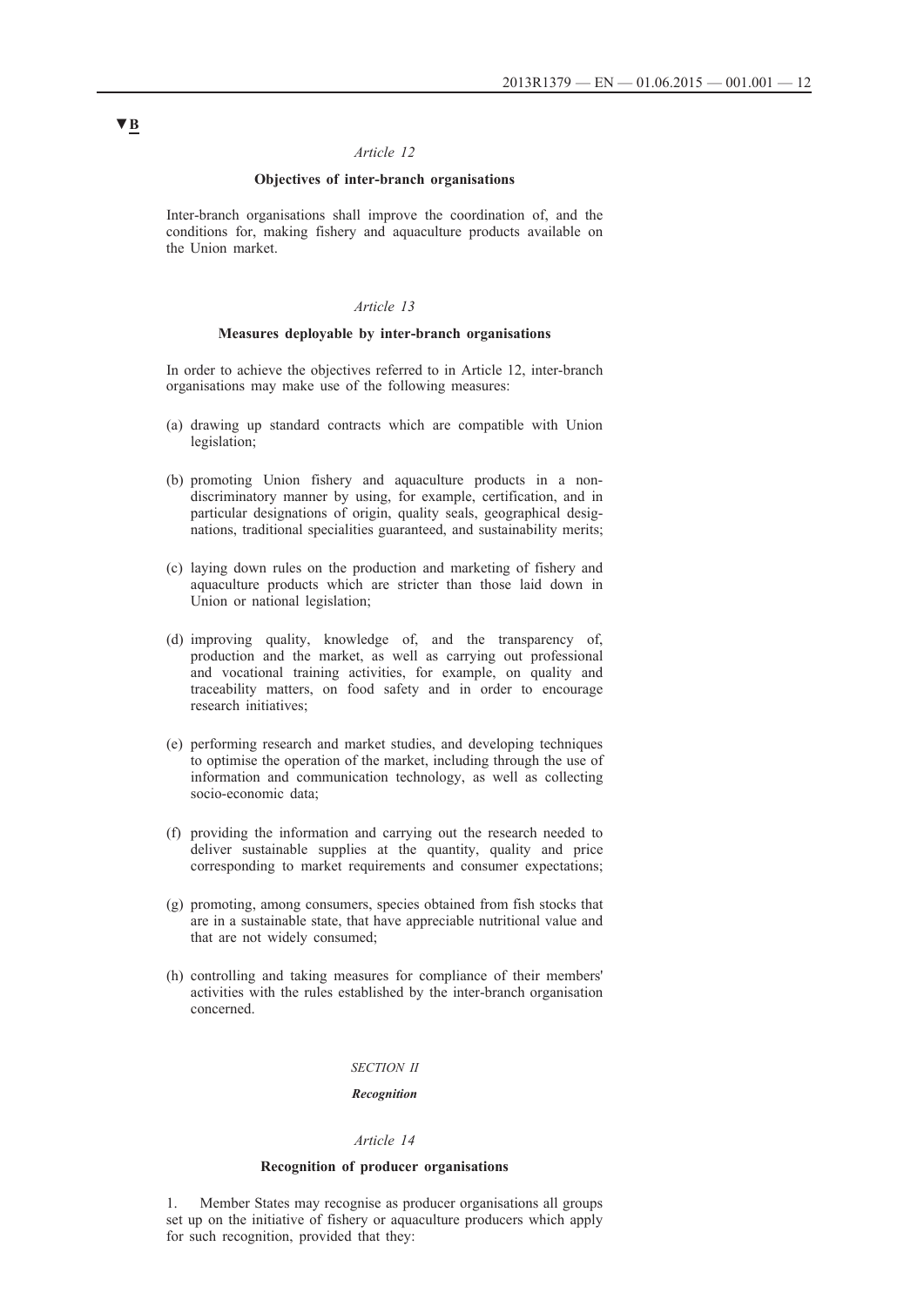▼B

*Article 12*

**Objectives of inter-branch organisations**

Inter-branch organisations shall improve the coordination of, and the conditions for, making fishery and aquaculture products available on the Union market.

*Article 13*

**Measures deployable by inter-branch organisations**

In order to achieve the objectives referred to in Article 12, inter-branch organisations may make use of the following measures:

(a) drawing up standard contracts which are compatible with Union legislation;

(b) promoting Union fishery and aquaculture products in a non-discriminatory manner by using, for example, certification, and in particular designations of origin, quality seals, geographical designations, traditional specialities guaranteed, and sustainability merits;

(c) laying down rules on the production and marketing of fishery and aquaculture products which are stricter than those laid down in Union or national legislation;

(d) improving quality, knowledge of, and the transparency of, production and the market, as well as carrying out professional and vocational training activities, for example, on quality and traceability matters, on food safety and in order to encourage research initiatives;

(e) performing research and market studies, and developing techniques to optimise the operation of the market, including through the use of information and communication technology, as well as collecting socio-economic data;

(f) providing the information and carrying out the research needed to deliver sustainable supplies at the quantity, quality and price corresponding to market requirements and consumer expectations;

(g) promoting, among consumers, species obtained from fish stocks that are in a sustainable state, that have appreciable nutritional value and that are not widely consumed;

(h) controlling and taking measures for compliance of their members' activities with the rules established by the inter-branch organisation concerned.

*SECTION II*

***Recognition***

*Article 14*

**Recognition of producer organisations**

1. Member States may recognise as producer organisations all groups set up on the initiative of fishery or aquaculture producers which apply for such recognition, provided that they: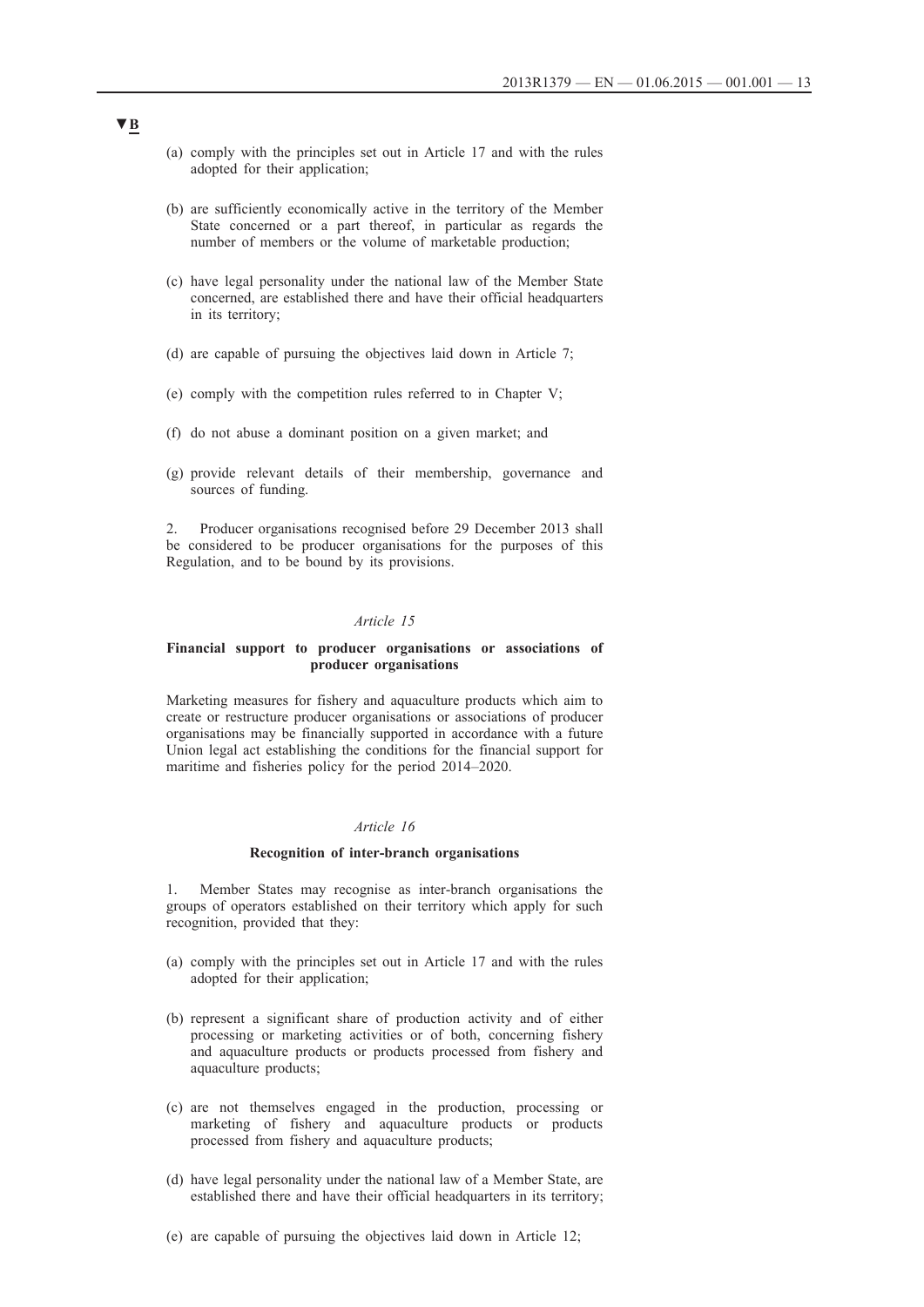▼B

(a) comply with the principles set out in Article 17 and with the rules adopted for their application;

(b) are sufficiently economically active in the territory of the Member State concerned or a part thereof, in particular as regards the number of members or the volume of marketable production;

(c) have legal personality under the national law of the Member State concerned, are established there and have their official headquarters in its territory;

(d) are capable of pursuing the objectives laid down in Article 7;

(e) comply with the competition rules referred to in Chapter V;

(f) do not abuse a dominant position on a given market; and

(g) provide relevant details of their membership, governance and sources of funding.

2. Producer organisations recognised before 29 December 2013 shall be considered to be producer organisations for the purposes of this Regulation, and to be bound by its provisions.

*Article 15*

**Financial support to producer organisations or associations of producer organisations**

Marketing measures for fishery and aquaculture products which aim to create or restructure producer organisations or associations of producer organisations may be financially supported in accordance with a future Union legal act establishing the conditions for the financial support for maritime and fisheries policy for the period 2014–2020.

*Article 16*

**Recognition of inter-branch organisations**

1. Member States may recognise as inter-branch organisations the groups of operators established on their territory which apply for such recognition, provided that they:

(a) comply with the principles set out in Article 17 and with the rules adopted for their application;

(b) represent a significant share of production activity and of either processing or marketing activities or of both, concerning fishery and aquaculture products or products processed from fishery and aquaculture products;

(c) are not themselves engaged in the production, processing or marketing of fishery and aquaculture products or products processed from fishery and aquaculture products;

(d) have legal personality under the national law of a Member State, are established there and have their official headquarters in its territory;

(e) are capable of pursuing the objectives laid down in Article 12;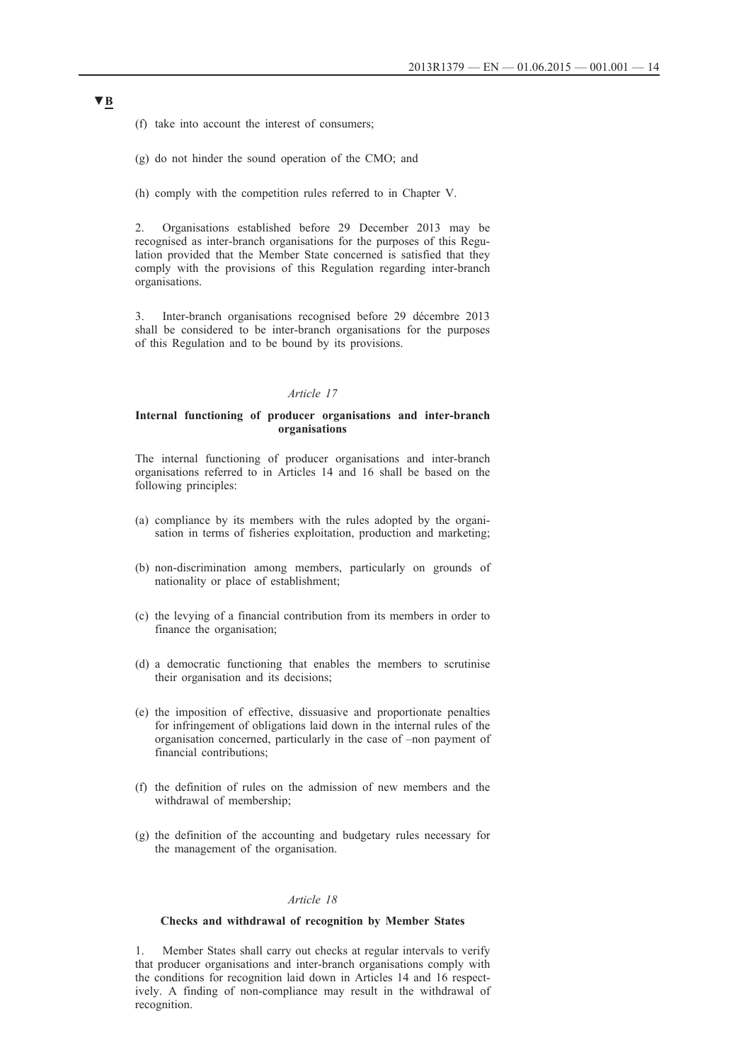▼B

(f) take into account the interest of consumers;

(g) do not hinder the sound operation of the CMO; and

(h) comply with the competition rules referred to in Chapter V.

2. Organisations established before 29 December 2013 may be recognised as inter-branch organisations for the purposes of this Regulation provided that the Member State concerned is satisfied that they comply with the provisions of this Regulation regarding inter-branch organisations.

3. Inter-branch organisations recognised before 29 décembre 2013 shall be considered to be inter-branch organisations for the purposes of this Regulation and to be bound by its provisions.

*Article 17*

**Internal functioning of producer organisations and inter-branch organisations**

The internal functioning of producer organisations and inter-branch organisations referred to in Articles 14 and 16 shall be based on the following principles:

(a) compliance by its members with the rules adopted by the organisation in terms of fisheries exploitation, production and marketing;

(b) non-discrimination among members, particularly on grounds of nationality or place of establishment;

(c) the levying of a financial contribution from its members in order to finance the organisation;

(d) a democratic functioning that enables the members to scrutinise their organisation and its decisions;

(e) the imposition of effective, dissuasive and proportionate penalties for infringement of obligations laid down in the internal rules of the organisation concerned, particularly in the case of –non payment of financial contributions;

(f) the definition of rules on the admission of new members and the withdrawal of membership;

(g) the definition of the accounting and budgetary rules necessary for the management of the organisation.

*Article 18*

**Checks and withdrawal of recognition by Member States**

1. Member States shall carry out checks at regular intervals to verify that producer organisations and inter-branch organisations comply with the conditions for recognition laid down in Articles 14 and 16 respectively. A finding of non-compliance may result in the withdrawal of recognition.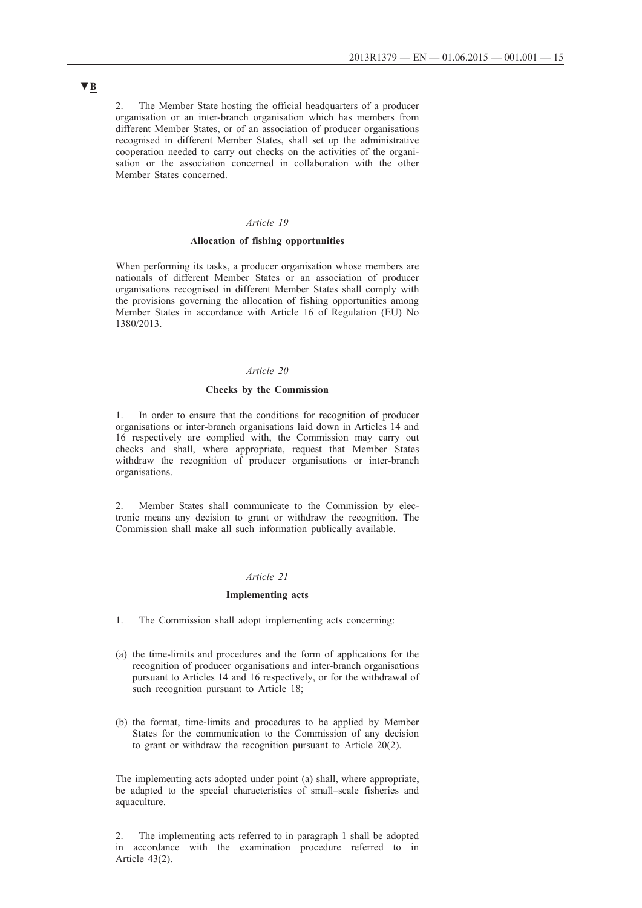▼B

2. The Member State hosting the official headquarters of a producer organisation or an inter-branch organisation which has members from different Member States, or of an association of producer organisations recognised in different Member States, shall set up the administrative cooperation needed to carry out checks on the activities of the organisation or the association concerned in collaboration with the other Member States concerned.

*Article 19*

**Allocation of fishing opportunities**

When performing its tasks, a producer organisation whose members are nationals of different Member States or an association of producer organisations recognised in different Member States shall comply with the provisions governing the allocation of fishing opportunities among Member States in accordance with Article 16 of Regulation (EU) No 1380/2013.

*Article 20*

**Checks by the Commission**

1. In order to ensure that the conditions for recognition of producer organisations or inter-branch organisations laid down in Articles 14 and 16 respectively are complied with, the Commission may carry out checks and shall, where appropriate, request that Member States withdraw the recognition of producer organisations or inter-branch organisations.

2. Member States shall communicate to the Commission by electronic means any decision to grant or withdraw the recognition. The Commission shall make all such information publically available.

*Article 21*

**Implementing acts**

1. The Commission shall adopt implementing acts concerning:

(a) the time-limits and procedures and the form of applications for the recognition of producer organisations and inter-branch organisations pursuant to Articles 14 and 16 respectively, or for the withdrawal of such recognition pursuant to Article 18;

(b) the format, time-limits and procedures to be applied by Member States for the communication to the Commission of any decision to grant or withdraw the recognition pursuant to Article 20(2).

The implementing acts adopted under point (a) shall, where appropriate, be adapted to the special characteristics of small–scale fisheries and aquaculture.

2. The implementing acts referred to in paragraph 1 shall be adopted in accordance with the examination procedure referred to in Article 43(2).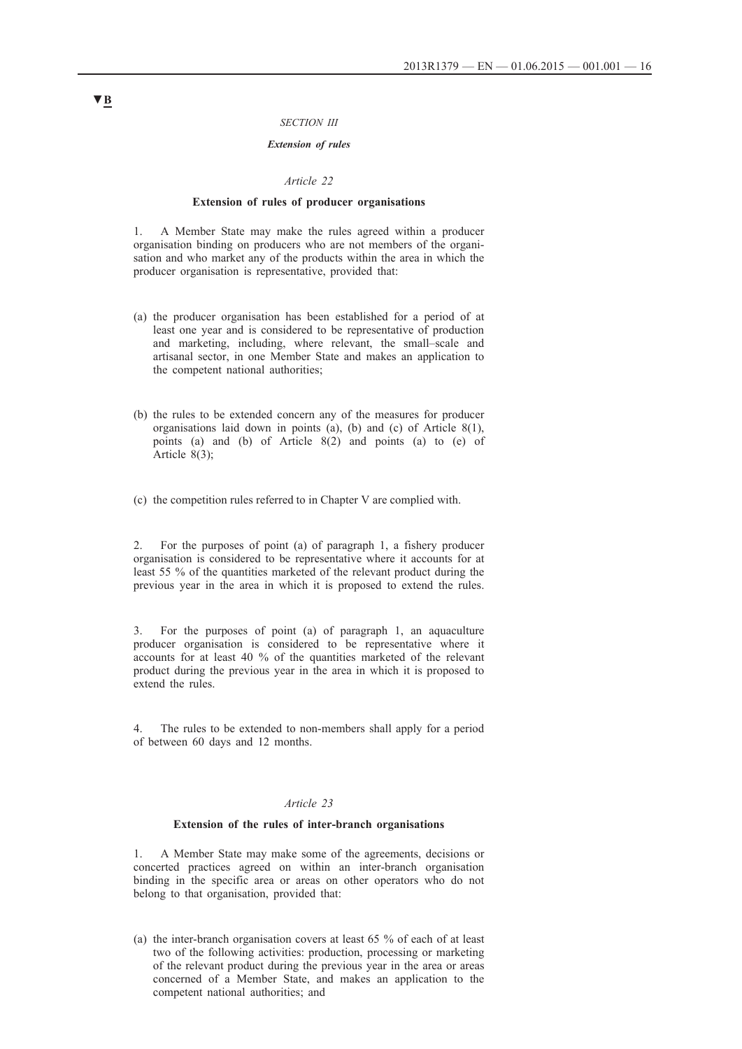▼B

*SECTION III*

***Extension of rules***

*Article 22*

**Extension of rules of producer organisations**

1. A Member State may make the rules agreed within a producer organisation binding on producers who are not members of the organisation and who market any of the products within the area in which the producer organisation is representative, provided that:

(a) the producer organisation has been established for a period of at least one year and is considered to be representative of production and marketing, including, where relevant, the small–scale and artisanal sector, in one Member State and makes an application to the competent national authorities;

(b) the rules to be extended concern any of the measures for producer organisations laid down in points (a), (b) and (c) of Article 8(1), points (a) and (b) of Article 8(2) and points (a) to (e) of Article 8(3);

(c) the competition rules referred to in Chapter V are complied with.

2. For the purposes of point (a) of paragraph 1, a fishery producer organisation is considered to be representative where it accounts for at least 55 % of the quantities marketed of the relevant product during the previous year in the area in which it is proposed to extend the rules.

3. For the purposes of point (a) of paragraph 1, an aquaculture producer organisation is considered to be representative where it accounts for at least 40 % of the quantities marketed of the relevant product during the previous year in the area in which it is proposed to extend the rules.

4. The rules to be extended to non-members shall apply for a period of between 60 days and 12 months.

*Article 23*

**Extension of the rules of inter-branch organisations**

1. A Member State may make some of the agreements, decisions or concerted practices agreed on within an inter-branch organisation binding in the specific area or areas on other operators who do not belong to that organisation, provided that:

(a) the inter-branch organisation covers at least 65 % of each of at least two of the following activities: production, processing or marketing of the relevant product during the previous year in the area or areas concerned of a Member State, and makes an application to the competent national authorities; and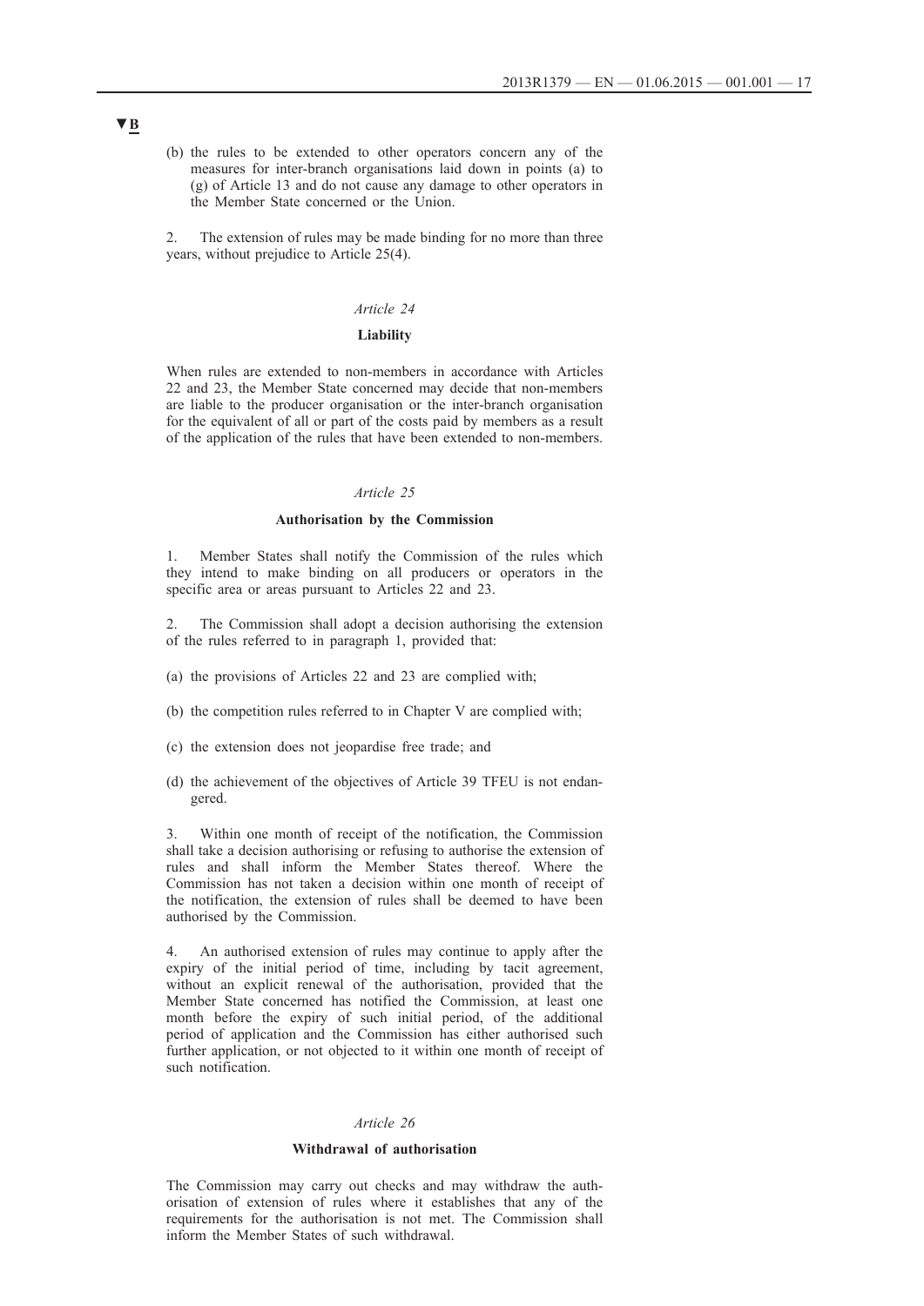▼B

(b) the rules to be extended to other operators concern any of the measures for inter-branch organisations laid down in points (a) to (g) of Article 13 and do not cause any damage to other operators in the Member State concerned or the Union.

2. The extension of rules may be made binding for no more than three years, without prejudice to Article 25(4).

*Article 24*

**Liability**

When rules are extended to non-members in accordance with Articles 22 and 23, the Member State concerned may decide that non-members are liable to the producer organisation or the inter-branch organisation for the equivalent of all or part of the costs paid by members as a result of the application of the rules that have been extended to non-members.

*Article 25*

**Authorisation by the Commission**

1. Member States shall notify the Commission of the rules which they intend to make binding on all producers or operators in the specific area or areas pursuant to Articles 22 and 23.

2. The Commission shall adopt a decision authorising the extension of the rules referred to in paragraph 1, provided that:

(a) the provisions of Articles 22 and 23 are complied with;

(b) the competition rules referred to in Chapter V are complied with;

(c) the extension does not jeopardise free trade; and

(d) the achievement of the objectives of Article 39 TFEU is not endangered.

3. Within one month of receipt of the notification, the Commission shall take a decision authorising or refusing to authorise the extension of rules and shall inform the Member States thereof. Where the Commission has not taken a decision within one month of receipt of the notification, the extension of rules shall be deemed to have been authorised by the Commission.

4. An authorised extension of rules may continue to apply after the expiry of the initial period of time, including by tacit agreement, without an explicit renewal of the authorisation, provided that the Member State concerned has notified the Commission, at least one month before the expiry of such initial period, of the additional period of application and the Commission has either authorised such further application, or not objected to it within one month of receipt of such notification.

*Article 26*

**Withdrawal of authorisation**

The Commission may carry out checks and may withdraw the authorisation of extension of rules where it establishes that any of the requirements for the authorisation is not met. The Commission shall inform the Member States of such withdrawal.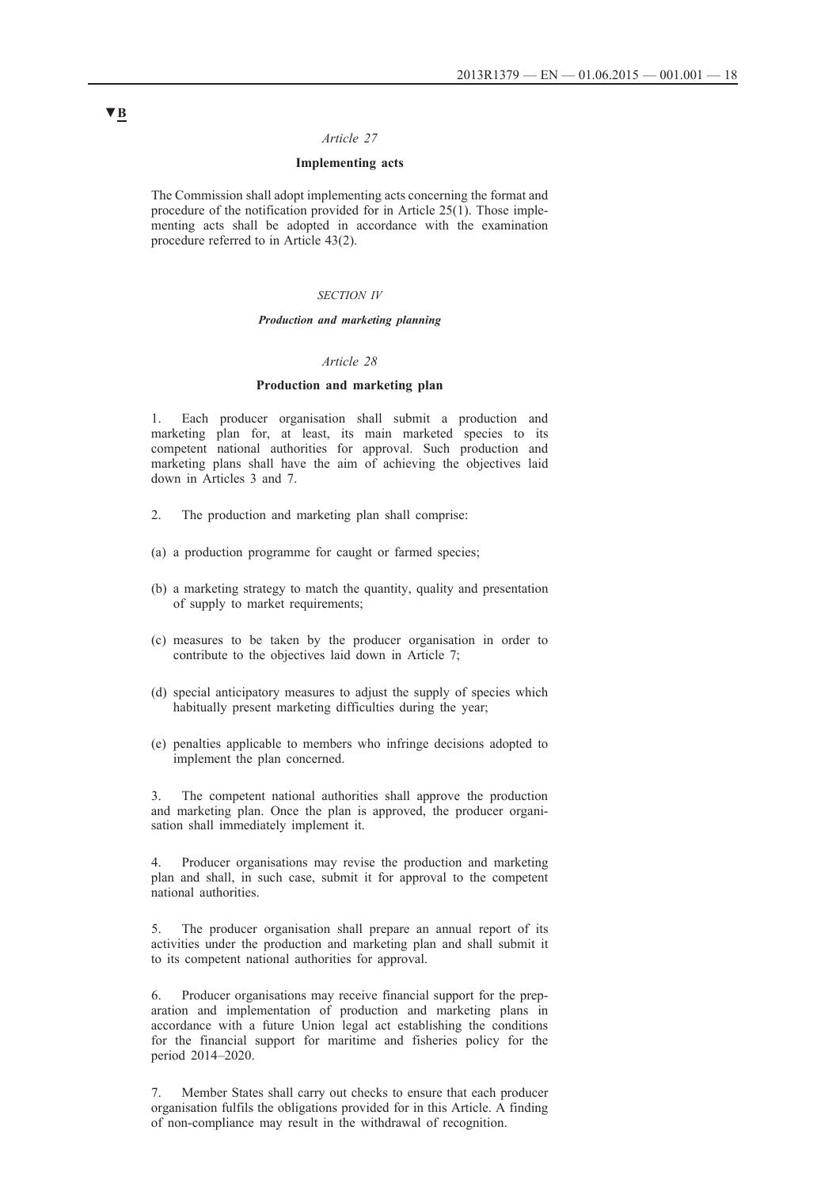▼B

*Article 27*

**Implementing acts**

The Commission shall adopt implementing acts concerning the format and procedure of the notification provided for in Article 25(1). Those implementing acts shall be adopted in accordance with the examination procedure referred to in Article 43(2).

*SECTION IV*

***Production and marketing planning***

*Article 28*

**Production and marketing plan**

1. Each producer organisation shall submit a production and marketing plan for, at least, its main marketed species to its competent national authorities for approval. Such production and marketing plans shall have the aim of achieving the objectives laid down in Articles 3 and 7.

2. The production and marketing plan shall comprise:

(a) a production programme for caught or farmed species;

(b) a marketing strategy to match the quantity, quality and presentation of supply to market requirements;

(c) measures to be taken by the producer organisation in order to contribute to the objectives laid down in Article 7;

(d) special anticipatory measures to adjust the supply of species which habitually present marketing difficulties during the year;

(e) penalties applicable to members who infringe decisions adopted to implement the plan concerned.

3. The competent national authorities shall approve the production and marketing plan. Once the plan is approved, the producer organisation shall immediately implement it.

4. Producer organisations may revise the production and marketing plan and shall, in such case, submit it for approval to the competent national authorities.

5. The producer organisation shall prepare an annual report of its activities under the production and marketing plan and shall submit it to its competent national authorities for approval.

6. Producer organisations may receive financial support for the preparation and implementation of production and marketing plans in accordance with a future Union legal act establishing the conditions for the financial support for maritime and fisheries policy for the period 2014–2020.

7. Member States shall carry out checks to ensure that each producer organisation fulfils the obligations provided for in this Article. A finding of non-compliance may result in the withdrawal of recognition.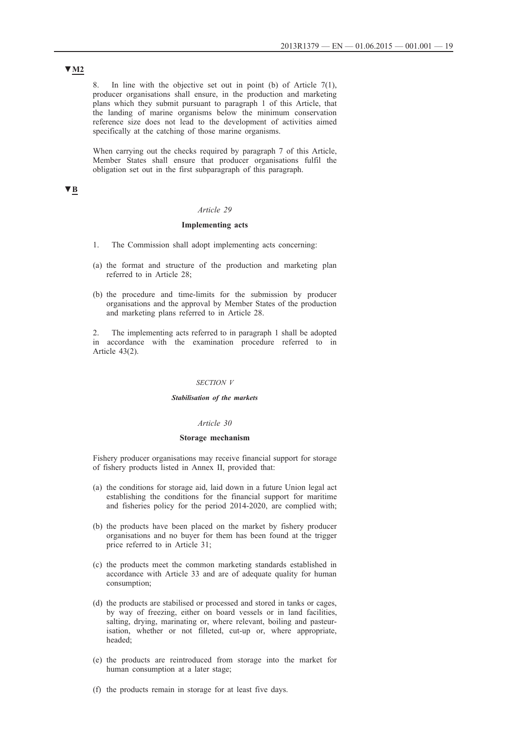▼M2

8. In line with the objective set out in point (b) of Article 7(1), producer organisations shall ensure, in the production and marketing plans which they submit pursuant to paragraph 1 of this Article, that the landing of marine organisms below the minimum conservation reference size does not lead to the development of activities aimed specifically at the catching of those marine organisms.

When carrying out the checks required by paragraph 7 of this Article, Member States shall ensure that producer organisations fulfil the obligation set out in the first subparagraph of this paragraph.

▼B

*Article 29*

**Implementing acts**

1. The Commission shall adopt implementing acts concerning:

(a) the format and structure of the production and marketing plan referred to in Article 28;

(b) the procedure and time-limits for the submission by producer organisations and the approval by Member States of the production and marketing plans referred to in Article 28.

2. The implementing acts referred to in paragraph 1 shall be adopted in accordance with the examination procedure referred to in Article 43(2).

*SECTION V*

***Stabilisation of the markets***

*Article 30*

**Storage mechanism**

Fishery producer organisations may receive financial support for storage of fishery products listed in Annex II, provided that:

(a) the conditions for storage aid, laid down in a future Union legal act establishing the conditions for the financial support for maritime and fisheries policy for the period 2014-2020, are complied with;

(b) the products have been placed on the market by fishery producer organisations and no buyer for them has been found at the trigger price referred to in Article 31;

(c) the products meet the common marketing standards established in accordance with Article 33 and are of adequate quality for human consumption;

(d) the products are stabilised or processed and stored in tanks or cages, by way of freezing, either on board vessels or in land facilities, salting, drying, marinating or, where relevant, boiling and pasteurisation, whether or not filleted, cut-up or, where appropriate, headed;

(e) the products are reintroduced from storage into the market for human consumption at a later stage;

(f) the products remain in storage for at least five days.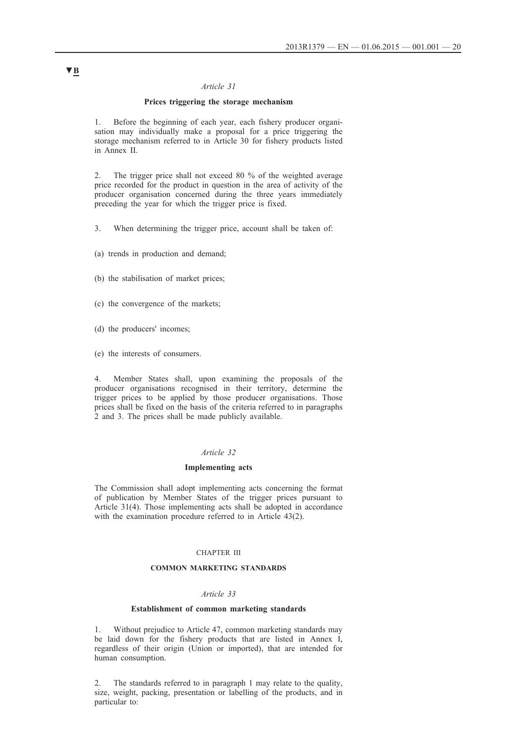▼B

*Article 31*

**Prices triggering the storage mechanism**

1. Before the beginning of each year, each fishery producer organisation may individually make a proposal for a price triggering the storage mechanism referred to in Article 30 for fishery products listed in Annex II.

2. The trigger price shall not exceed 80 % of the weighted average price recorded for the product in question in the area of activity of the producer organisation concerned during the three years immediately preceding the year for which the trigger price is fixed.

3. When determining the trigger price, account shall be taken of:

(a) trends in production and demand;

(b) the stabilisation of market prices;

(c) the convergence of the markets;

(d) the producers' incomes;

(e) the interests of consumers.

4. Member States shall, upon examining the proposals of the producer organisations recognised in their territory, determine the trigger prices to be applied by those producer organisations. Those prices shall be fixed on the basis of the criteria referred to in paragraphs 2 and 3. The prices shall be made publicly available.

*Article 32*

**Implementing acts**

The Commission shall adopt implementing acts concerning the format of publication by Member States of the trigger prices pursuant to Article 31(4). Those implementing acts shall be adopted in accordance with the examination procedure referred to in Article 43(2).

CHAPTER III

**COMMON MARKETING STANDARDS**

*Article 33*

**Establishment of common marketing standards**

1. Without prejudice to Article 47, common marketing standards may be laid down for the fishery products that are listed in Annex I, regardless of their origin (Union or imported), that are intended for human consumption.

2. The standards referred to in paragraph 1 may relate to the quality, size, weight, packing, presentation or labelling of the products, and in particular to: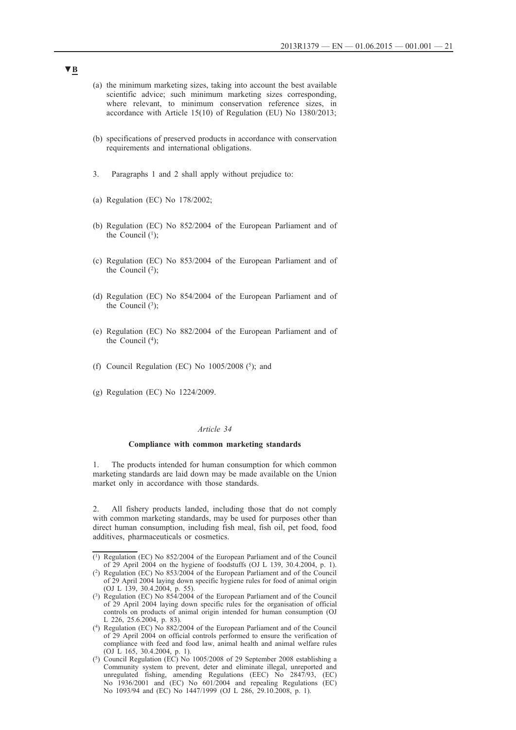▼B

(a) the minimum marketing sizes, taking into account the best available scientific advice; such minimum marketing sizes corresponding, where relevant, to minimum conservation reference sizes, in accordance with Article 15(10) of Regulation (EU) No 1380/2013;

(b) specifications of preserved products in accordance with conservation requirements and international obligations.

3. Paragraphs 1 and 2 shall apply without prejudice to:

(a) Regulation (EC) No 178/2002;

(b) Regulation (EC) No 852/2004 of the European Parliament and of the Council [1];

(c) Regulation (EC) No 853/2004 of the European Parliament and of the Council [2];

(d) Regulation (EC) No 854/2004 of the European Parliament and of the Council [3];

(e) Regulation (EC) No 882/2004 of the European Parliament and of the Council [4];

(f) Council Regulation (EC) No 1005/2008 [5]; and

(g) Regulation (EC) No 1224/2009.

*Article 34*

**Compliance with common marketing standards**

1. The products intended for human consumption for which common marketing standards are laid down may be made available on the Union market only in accordance with those standards.

2. All fishery products landed, including those that do not comply with common marketing standards, may be used for purposes other than direct human consumption, including fish meal, fish oil, pet food, food additives, pharmaceuticals or cosmetics.

---

[1] Regulation (EC) No 852/2004 of the European Parliament and of the Council of 29 April 2004 on the hygiene of foodstuffs (OJ L 139, 30.4.2004, p. 1).

[2] Regulation (EC) No 853/2004 of the European Parliament and of the Council of 29 April 2004 laying down specific hygiene rules for food of animal origin (OJ L 139, 30.4.2004, p. 55).

[3] Regulation (EC) No 854/2004 of the European Parliament and of the Council of 29 April 2004 laying down specific rules for the organisation of official controls on products of animal origin intended for human consumption (OJ L 226, 25.6.2004, p. 83).

[4] Regulation (EC) No 882/2004 of the European Parliament and of the Council of 29 April 2004 on official controls performed to ensure the verification of compliance with feed and food law, animal health and animal welfare rules (OJ L 165, 30.4.2004, p. 1).

[5] Council Regulation (EC) No 1005/2008 of 29 September 2008 establishing a Community system to prevent, deter and eliminate illegal, unreported and unregulated fishing, amending Regulations (EEC) No 2847/93, (EC) No 1936/2001 and (EC) No 601/2004 and repealing Regulations (EC) No 1093/94 and (EC) No 1447/1999 (OJ L 286, 29.10.2008, p. 1).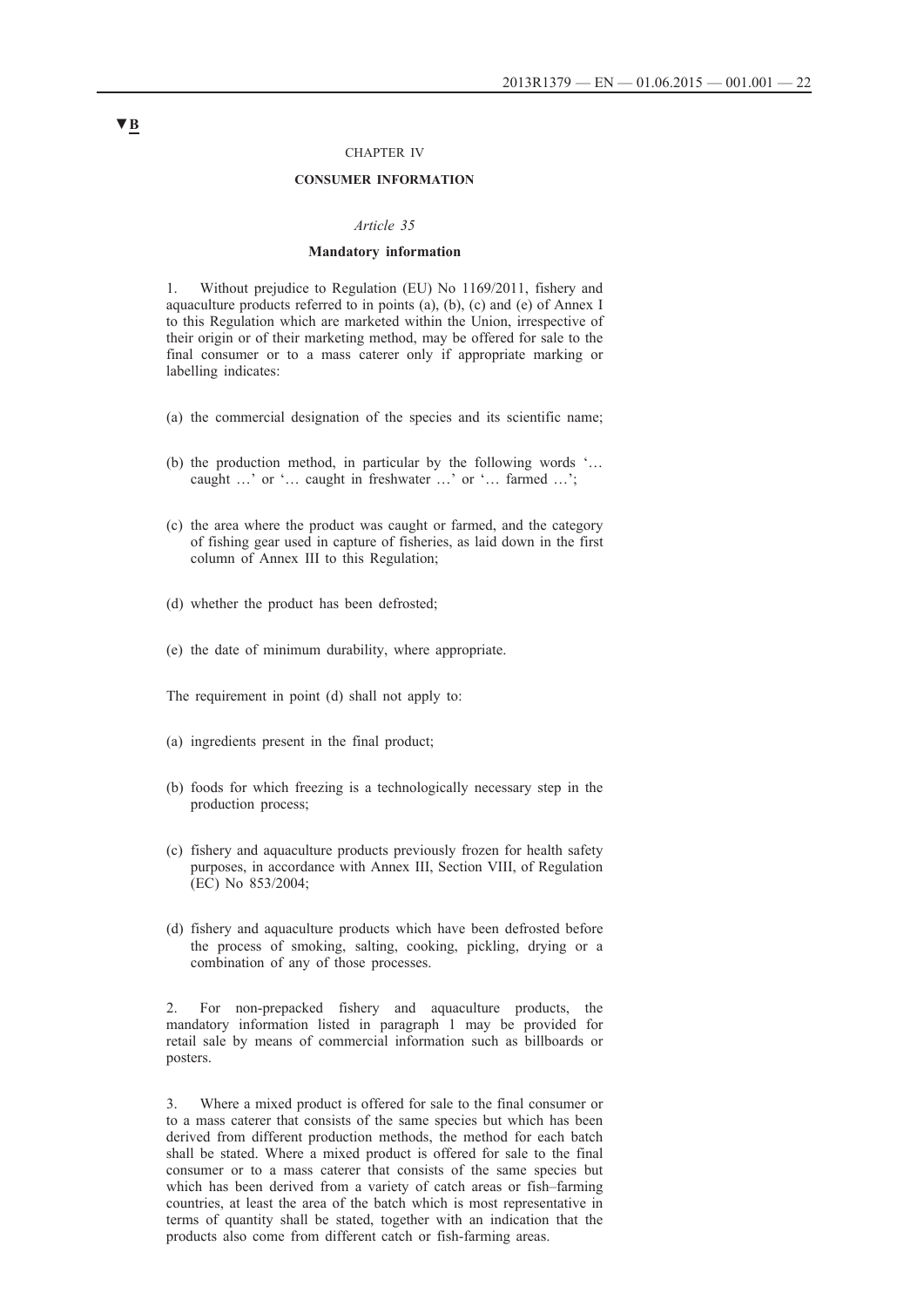▼B

CHAPTER IV

**CONSUMER INFORMATION**

*Article 35*

**Mandatory information**

1. Without prejudice to Regulation (EU) No 1169/2011, fishery and aquaculture products referred to in points (a), (b), (c) and (e) of Annex I to this Regulation which are marketed within the Union, irrespective of their origin or of their marketing method, may be offered for sale to the final consumer or to a mass caterer only if appropriate marking or labelling indicates:

(a) the commercial designation of the species and its scientific name;

(b) the production method, in particular by the following words '… caught …' or '… caught in freshwater …' or '… farmed …';

(c) the area where the product was caught or farmed, and the category of fishing gear used in capture of fisheries, as laid down in the first column of Annex III to this Regulation;

(d) whether the product has been defrosted;

(e) the date of minimum durability, where appropriate.

The requirement in point (d) shall not apply to:

(a) ingredients present in the final product;

(b) foods for which freezing is a technologically necessary step in the production process;

(c) fishery and aquaculture products previously frozen for health safety purposes, in accordance with Annex III, Section VIII, of Regulation (EC) No 853/2004;

(d) fishery and aquaculture products which have been defrosted before the process of smoking, salting, cooking, pickling, drying or a combination of any of those processes.

2. For non-prepacked fishery and aquaculture products, the mandatory information listed in paragraph 1 may be provided for retail sale by means of commercial information such as billboards or posters.

3. Where a mixed product is offered for sale to the final consumer or to a mass caterer that consists of the same species but which has been derived from different production methods, the method for each batch shall be stated. Where a mixed product is offered for sale to the final consumer or to a mass caterer that consists of the same species but which has been derived from a variety of catch areas or fish–farming countries, at least the area of the batch which is most representative in terms of quantity shall be stated, together with an indication that the products also come from different catch or fish-farming areas.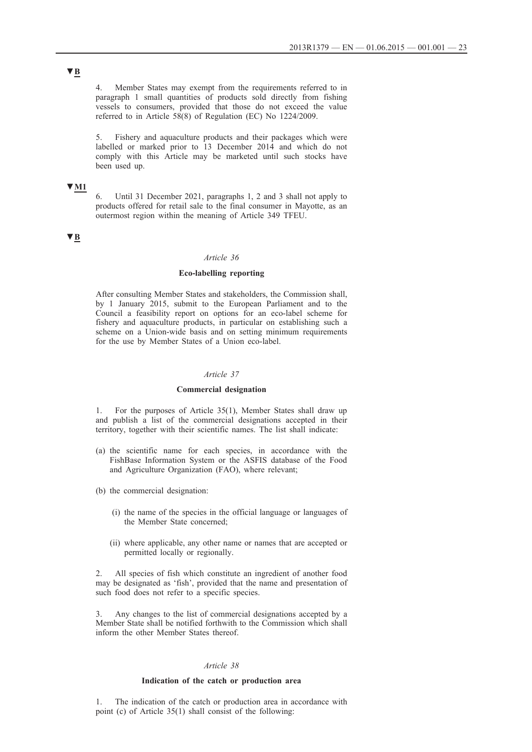▼B

4. Member States may exempt from the requirements referred to in paragraph 1 small quantities of products sold directly from fishing vessels to consumers, provided that those do not exceed the value referred to in Article 58(8) of Regulation (EC) No 1224/2009.

5. Fishery and aquaculture products and their packages which were labelled or marked prior to 13 December 2014 and which do not comply with this Article may be marketed until such stocks have been used up.

▼M1

6. Until 31 December 2021, paragraphs 1, 2 and 3 shall not apply to products offered for retail sale to the final consumer in Mayotte, as an outermost region within the meaning of Article 349 TFEU.

▼B

*Article 36*

**Eco-labelling reporting**

After consulting Member States and stakeholders, the Commission shall, by 1 January 2015, submit to the European Parliament and to the Council a feasibility report on options for an eco-label scheme for fishery and aquaculture products, in particular on establishing such a scheme on a Union-wide basis and on setting minimum requirements for the use by Member States of a Union eco-label.

*Article 37*

**Commercial designation**

1. For the purposes of Article 35(1), Member States shall draw up and publish a list of the commercial designations accepted in their territory, together with their scientific names. The list shall indicate:

(a) the scientific name for each species, in accordance with the FishBase Information System or the ASFIS database of the Food and Agriculture Organization (FAO), where relevant;

(b) the commercial designation:

(i) the name of the species in the official language or languages of the Member State concerned;

(ii) where applicable, any other name or names that are accepted or permitted locally or regionally.

2. All species of fish which constitute an ingredient of another food may be designated as 'fish', provided that the name and presentation of such food does not refer to a specific species.

3. Any changes to the list of commercial designations accepted by a Member State shall be notified forthwith to the Commission which shall inform the other Member States thereof.

*Article 38*

**Indication of the catch or production area**

1. The indication of the catch or production area in accordance with point (c) of Article 35(1) shall consist of the following: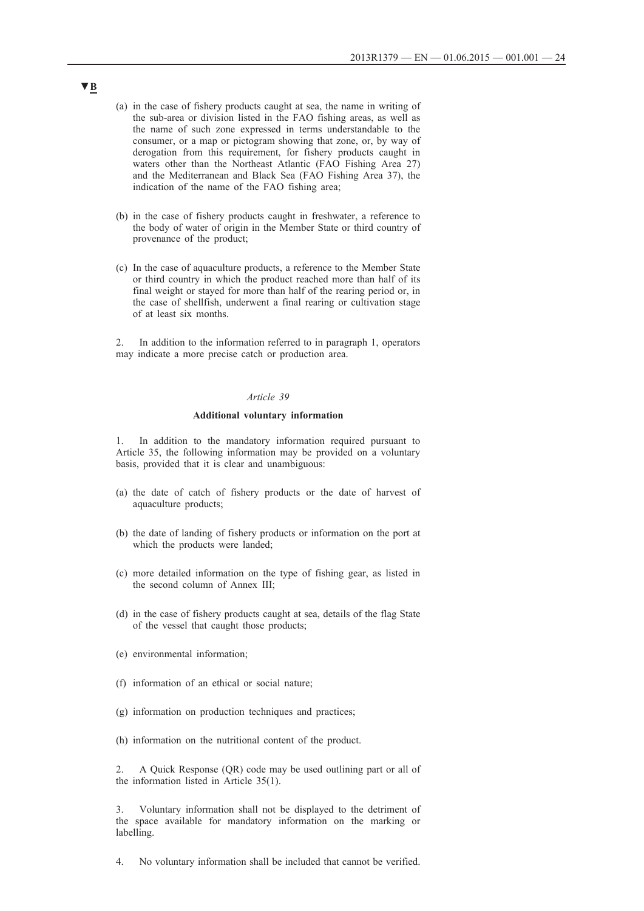▼B

(a) in the case of fishery products caught at sea, the name in writing of the sub-area or division listed in the FAO fishing areas, as well as the name of such zone expressed in terms understandable to the consumer, or a map or pictogram showing that zone, or, by way of derogation from this requirement, for fishery products caught in waters other than the Northeast Atlantic (FAO Fishing Area 27) and the Mediterranean and Black Sea (FAO Fishing Area 37), the indication of the name of the FAO fishing area;

(b) in the case of fishery products caught in freshwater, a reference to the body of water of origin in the Member State or third country of provenance of the product;

(c) In the case of aquaculture products, a reference to the Member State or third country in which the product reached more than half of its final weight or stayed for more than half of the rearing period or, in the case of shellfish, underwent a final rearing or cultivation stage of at least six months.

2. In addition to the information referred to in paragraph 1, operators may indicate a more precise catch or production area.

*Article 39*

**Additional voluntary information**

1. In addition to the mandatory information required pursuant to Article 35, the following information may be provided on a voluntary basis, provided that it is clear and unambiguous:

(a) the date of catch of fishery products or the date of harvest of aquaculture products;

(b) the date of landing of fishery products or information on the port at which the products were landed;

(c) more detailed information on the type of fishing gear, as listed in the second column of Annex III;

(d) in the case of fishery products caught at sea, details of the flag State of the vessel that caught those products;

(e) environmental information;

(f) information of an ethical or social nature;

(g) information on production techniques and practices;

(h) information on the nutritional content of the product.

2. A Quick Response (QR) code may be used outlining part or all of the information listed in Article 35(1).

3. Voluntary information shall not be displayed to the detriment of the space available for mandatory information on the marking or labelling.

4. No voluntary information shall be included that cannot be verified.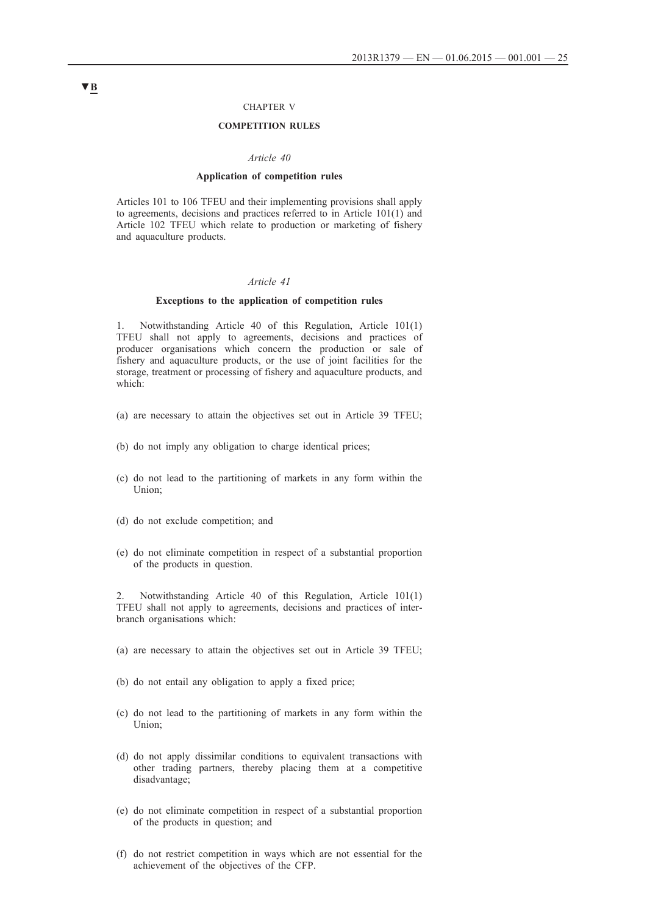▼B

## CHAPTER V

## COMPETITION RULES

### *Article 40*

### Application of competition rules

Articles 101 to 106 TFEU and their implementing provisions shall apply to agreements, decisions and practices referred to in Article 101(1) and Article 102 TFEU which relate to production or marketing of fishery and aquaculture products.

### *Article 41*

### Exceptions to the application of competition rules

1. Notwithstanding Article 40 of this Regulation, Article 101(1) TFEU shall not apply to agreements, decisions and practices of producer organisations which concern the production or sale of fishery and aquaculture products, or the use of joint facilities for the storage, treatment or processing of fishery and aquaculture products, and which:

(a) are necessary to attain the objectives set out in Article 39 TFEU;

(b) do not imply any obligation to charge identical prices;

(c) do not lead to the partitioning of markets in any form within the Union;

(d) do not exclude competition; and

(e) do not eliminate competition in respect of a substantial proportion of the products in question.

2. Notwithstanding Article 40 of this Regulation, Article 101(1) TFEU shall not apply to agreements, decisions and practices of inter-branch organisations which:

(a) are necessary to attain the objectives set out in Article 39 TFEU;

(b) do not entail any obligation to apply a fixed price;

(c) do not lead to the partitioning of markets in any form within the Union;

(d) do not apply dissimilar conditions to equivalent transactions with other trading partners, thereby placing them at a competitive disadvantage;

(e) do not eliminate competition in respect of a substantial proportion of the products in question; and

(f) do not restrict competition in ways which are not essential for the achievement of the objectives of the CFP.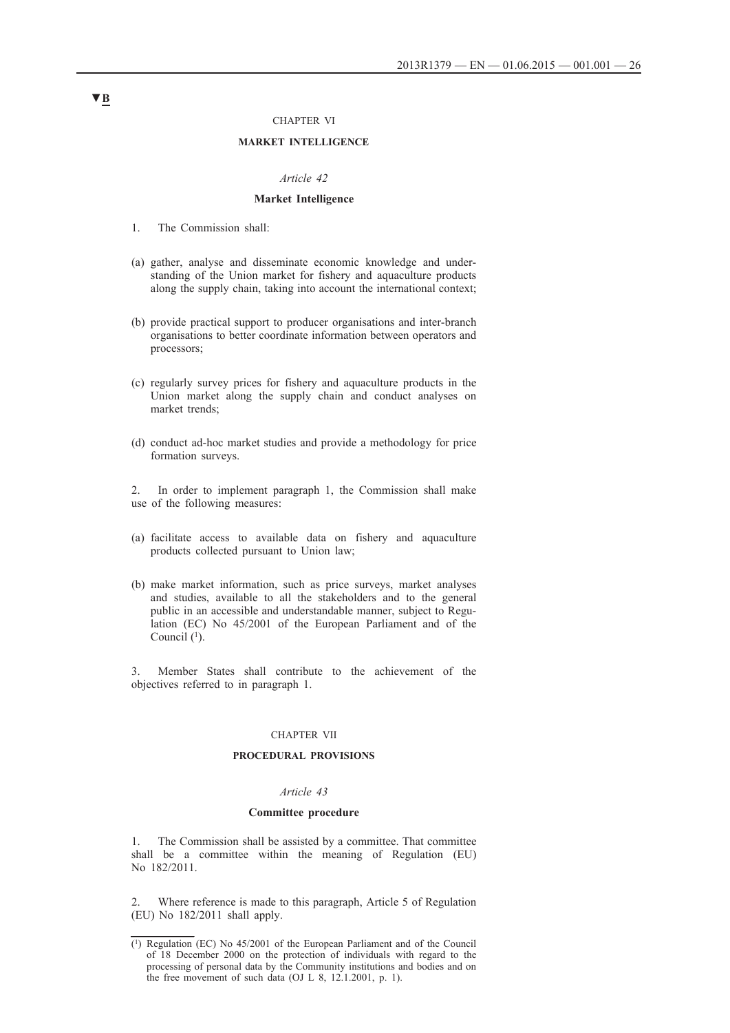▼B

CHAPTER VI

## MARKET INTELLIGENCE

*Article 42*

### Market Intelligence

1. The Commission shall:

(a) gather, analyse and disseminate economic knowledge and understanding of the Union market for fishery and aquaculture products along the supply chain, taking into account the international context;

(b) provide practical support to producer organisations and inter-branch organisations to better coordinate information between operators and processors;

(c) regularly survey prices for fishery and aquaculture products in the Union market along the supply chain and conduct analyses on market trends;

(d) conduct ad-hoc market studies and provide a methodology for price formation surveys.

2. In order to implement paragraph 1, the Commission shall make use of the following measures:

(a) facilitate access to available data on fishery and aquaculture products collected pursuant to Union law;

(b) make market information, such as price surveys, market analyses and studies, available to all the stakeholders and to the general public in an accessible and understandable manner, subject to Regulation (EC) No 45/2001 of the European Parliament and of the Council [1].

3. Member States shall contribute to the achievement of the objectives referred to in paragraph 1.

CHAPTER VII

## PROCEDURAL PROVISIONS

*Article 43*

### Committee procedure

1. The Commission shall be assisted by a committee. That committee shall be a committee within the meaning of Regulation (EU) No 182/2011.

2. Where reference is made to this paragraph, Article 5 of Regulation (EU) No 182/2011 shall apply.

---

[1] Regulation (EC) No 45/2001 of the European Parliament and of the Council of 18 December 2000 on the protection of individuals with regard to the processing of personal data by the Community institutions and bodies and on the free movement of such data (OJ L 8, 12.1.2001, p. 1).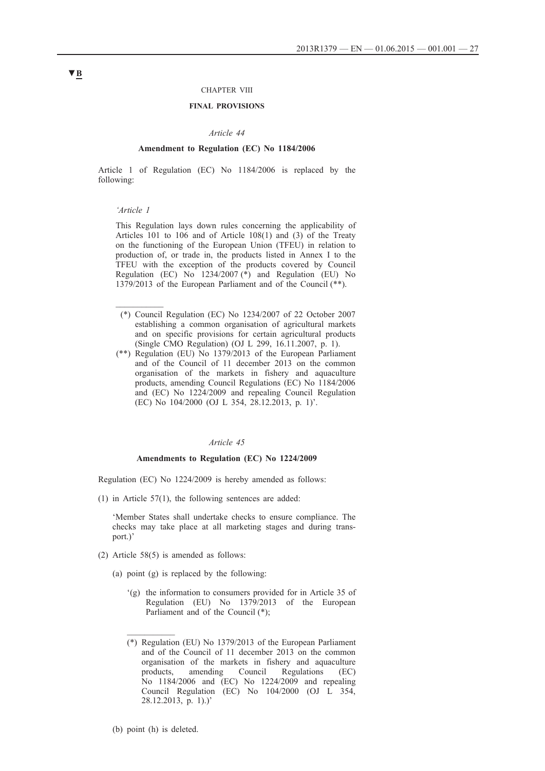▼B

CHAPTER VIII

## FINAL PROVISIONS

*Article 44*

**Amendment to Regulation (EC) No 1184/2006**

Article 1 of Regulation (EC) No 1184/2006 is replaced by the following:

> *'Article 1*
>
> This Regulation lays down rules concerning the applicability of Articles 101 to 106 and of Article 108(1) and (3) of the Treaty on the functioning of the European Union (TFEU) in relation to production of, or trade in, the products listed in Annex I to the TFEU with the exception of the products covered by Council Regulation (EC) No 1234/2007 (*) and Regulation (EU) No 1379/2013 of the European Parliament and of the Council (**).
>
> ___________
>
> (*) Council Regulation (EC) No 1234/2007 of 22 October 2007 establishing a common organisation of agricultural markets and on specific provisions for certain agricultural products (Single CMO Regulation) (OJ L 299, 16.11.2007, p. 1).
>
> (**) Regulation (EU) No 1379/2013 of the European Parliament and of the Council of 11 december 2013 on the common organisation of the markets in fishery and aquaculture products, amending Council Regulations (EC) No 1184/2006 and (EC) No 1224/2009 and repealing Council Regulation (EC) No 104/2000 (OJ L 354, 28.12.2013, p. 1)'.

*Article 45*

**Amendments to Regulation (EC) No 1224/2009**

Regulation (EC) No 1224/2009 is hereby amended as follows:

(1) in Article 57(1), the following sentences are added:

> 'Member States shall undertake checks to ensure compliance. The checks may take place at all marketing stages and during transport.)'

(2) Article 58(5) is amended as follows:

(a) point (g) is replaced by the following:

> '(g) the information to consumers provided for in Article 35 of Regulation (EU) No 1379/2013 of the European Parliament and of the Council (*);
>
> ___________
>
> (*) Regulation (EU) No 1379/2013 of the European Parliament and of the Council of 11 december 2013 on the common organisation of the markets in fishery and aquaculture products, amending Council Regulations (EC) No 1184/2006 and (EC) No 1224/2009 and repealing Council Regulation (EC) No 104/2000 (OJ L 354, 28.12.2013, p. 1).)'

(b) point (h) is deleted.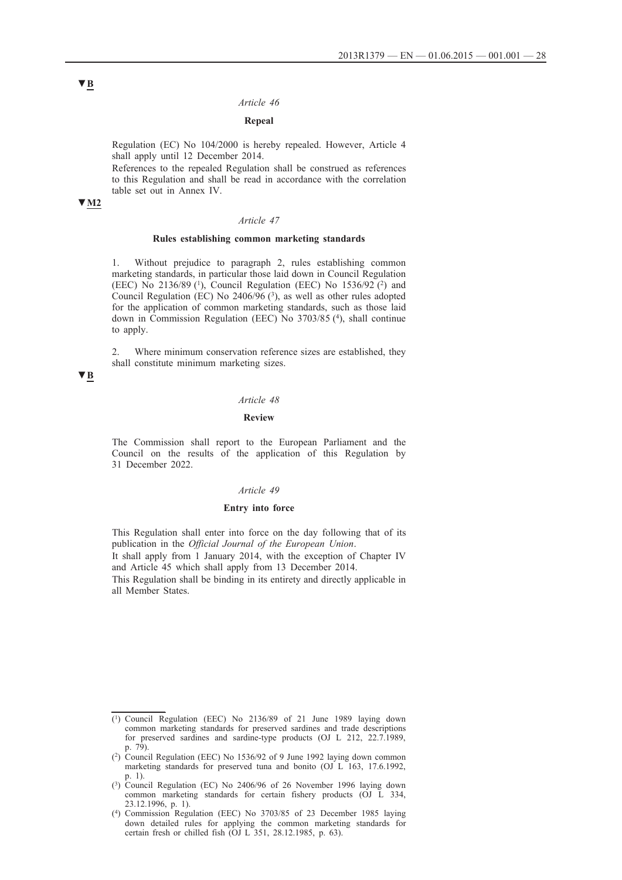▼B

*Article 46*

**Repeal**

Regulation (EC) No 104/2000 is hereby repealed. However, Article 4 shall apply until 12 December 2014.

References to the repealed Regulation shall be construed as references to this Regulation and shall be read in accordance with the correlation table set out in Annex IV.

▼M2

*Article 47*

**Rules establishing common marketing standards**

1. Without prejudice to paragraph 2, rules establishing common marketing standards, in particular those laid down in Council Regulation (EEC) No 2136/89 [1], Council Regulation (EEC) No 1536/92 [2] and Council Regulation (EC) No 2406/96 [3], as well as other rules adopted for the application of common marketing standards, such as those laid down in Commission Regulation (EEC) No 3703/85 [4], shall continue to apply.

2. Where minimum conservation reference sizes are established, they shall constitute minimum marketing sizes.

▼B

*Article 48*

**Review**

The Commission shall report to the European Parliament and the Council on the results of the application of this Regulation by 31 December 2022.

*Article 49*

**Entry into force**

This Regulation shall enter into force on the day following that of its publication in the *Official Journal of the European Union*.

It shall apply from 1 January 2014, with the exception of Chapter IV and Article 45 which shall apply from 13 December 2014.

This Regulation shall be binding in its entirety and directly applicable in all Member States.

---

[1] Council Regulation (EEC) No 2136/89 of 21 June 1989 laying down common marketing standards for preserved sardines and trade descriptions for preserved sardines and sardine-type products (OJ L 212, 22.7.1989, p. 79).

[2] Council Regulation (EEC) No 1536/92 of 9 June 1992 laying down common marketing standards for preserved tuna and bonito (OJ L 163, 17.6.1992, p. 1).

[3] Council Regulation (EC) No 2406/96 of 26 November 1996 laying down common marketing standards for certain fishery products (OJ L 334, 23.12.1996, p. 1).

[4] Commission Regulation (EEC) No 3703/85 of 23 December 1985 laying down detailed rules for applying the common marketing standards for certain fresh or chilled fish (OJ L 351, 28.12.1985, p. 63).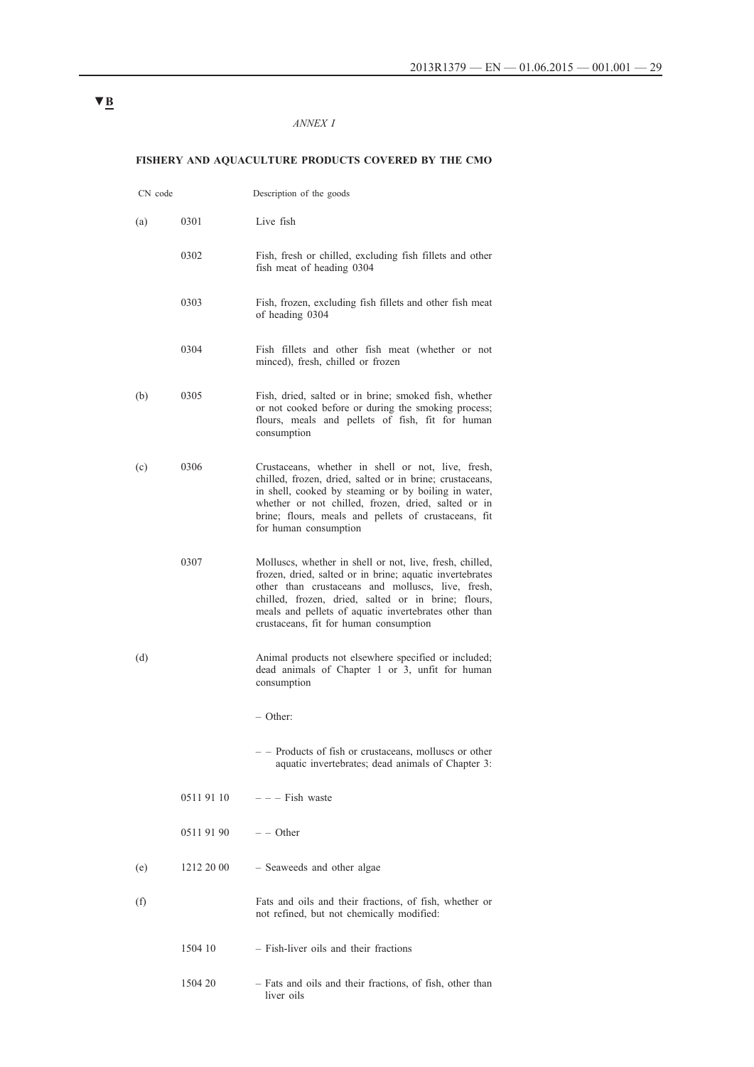▼B

*ANNEX I*

**FISHERY AND AQUACULTURE PRODUCTS COVERED BY THE CMO**

| CN code | | Description of the goods |
|---|---|---|
| (a) | 0301 | Live fish |
| | 0302 | Fish, fresh or chilled, excluding fish fillets and other fish meat of heading 0304 |
| | 0303 | Fish, frozen, excluding fish fillets and other fish meat of heading 0304 |
| | 0304 | Fish fillets and other fish meat (whether or not minced), fresh, chilled or frozen |
| (b) | 0305 | Fish, dried, salted or in brine; smoked fish, whether or not cooked before or during the smoking process; flours, meals and pellets of fish, fit for human consumption |
| (c) | 0306 | Crustaceans, whether in shell or not, live, fresh, chilled, frozen, dried, salted or in brine; crustaceans, in shell, cooked by steaming or by boiling in water, whether or not chilled, frozen, dried, salted or in brine; flours, meals and pellets of crustaceans, fit for human consumption |
| | 0307 | Molluscs, whether in shell or not, live, fresh, chilled, frozen, dried, salted or in brine; aquatic invertebrates other than crustaceans and molluscs, live, fresh, chilled, frozen, dried, salted or in brine; flours, meals and pellets of aquatic invertebrates other than crustaceans, fit for human consumption |
| (d) | | Animal products not elsewhere specified or included; dead animals of Chapter 1 or 3, unfit for human consumption |
| | | – Other: |
| | | – – Products of fish or crustaceans, molluscs or other aquatic invertebrates; dead animals of Chapter 3: |
| | 0511 91 10 | – – – Fish waste |
| | 0511 91 90 | – – Other |
| (e) | 1212 20 00 | – Seaweeds and other algae |
| (f) | | Fats and oils and their fractions, of fish, whether or not refined, but not chemically modified: |
| | 1504 10 | – Fish-liver oils and their fractions |
| | 1504 20 | – Fats and oils and their fractions, of fish, other than liver oils |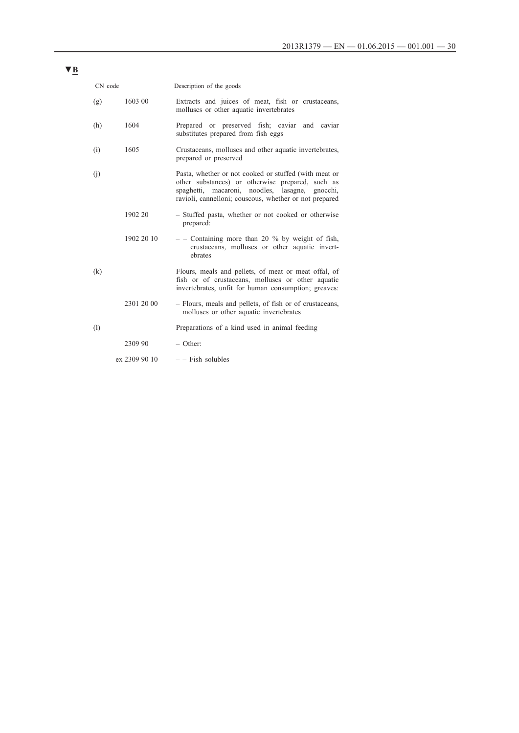▼B

| | CN code | Description of the goods |
|---|---|---|
| (g) | 1603 00 | Extracts and juices of meat, fish or crustaceans, molluscs or other aquatic invertebrates |
| (h) | 1604 | Prepared or preserved fish; caviar and caviar substitutes prepared from fish eggs |
| (i) | 1605 | Crustaceans, molluscs and other aquatic invertebrates, prepared or preserved |
| (j) | | Pasta, whether or not cooked or stuffed (with meat or other substances) or otherwise prepared, such as spaghetti, macaroni, noodles, lasagne, gnocchi, ravioli, cannelloni; couscous, whether or not prepared |
| | 1902 20 | – Stuffed pasta, whether or not cooked or otherwise prepared: |
| | 1902 20 10 | – – Containing more than 20 % by weight of fish, crustaceans, molluscs or other aquatic invertebrates |
| (k) | | Flours, meals and pellets, of meat or meat offal, of fish or of crustaceans, molluscs or other aquatic invertebrates, unfit for human consumption; greaves: |
| | 2301 20 00 | – Flours, meals and pellets, of fish or of crustaceans, molluscs or other aquatic invertebrates |
| (l) | | Preparations of a kind used in animal feeding |
| | 2309 90 | – Other: |
| | ex 2309 90 10 | – – Fish solubles |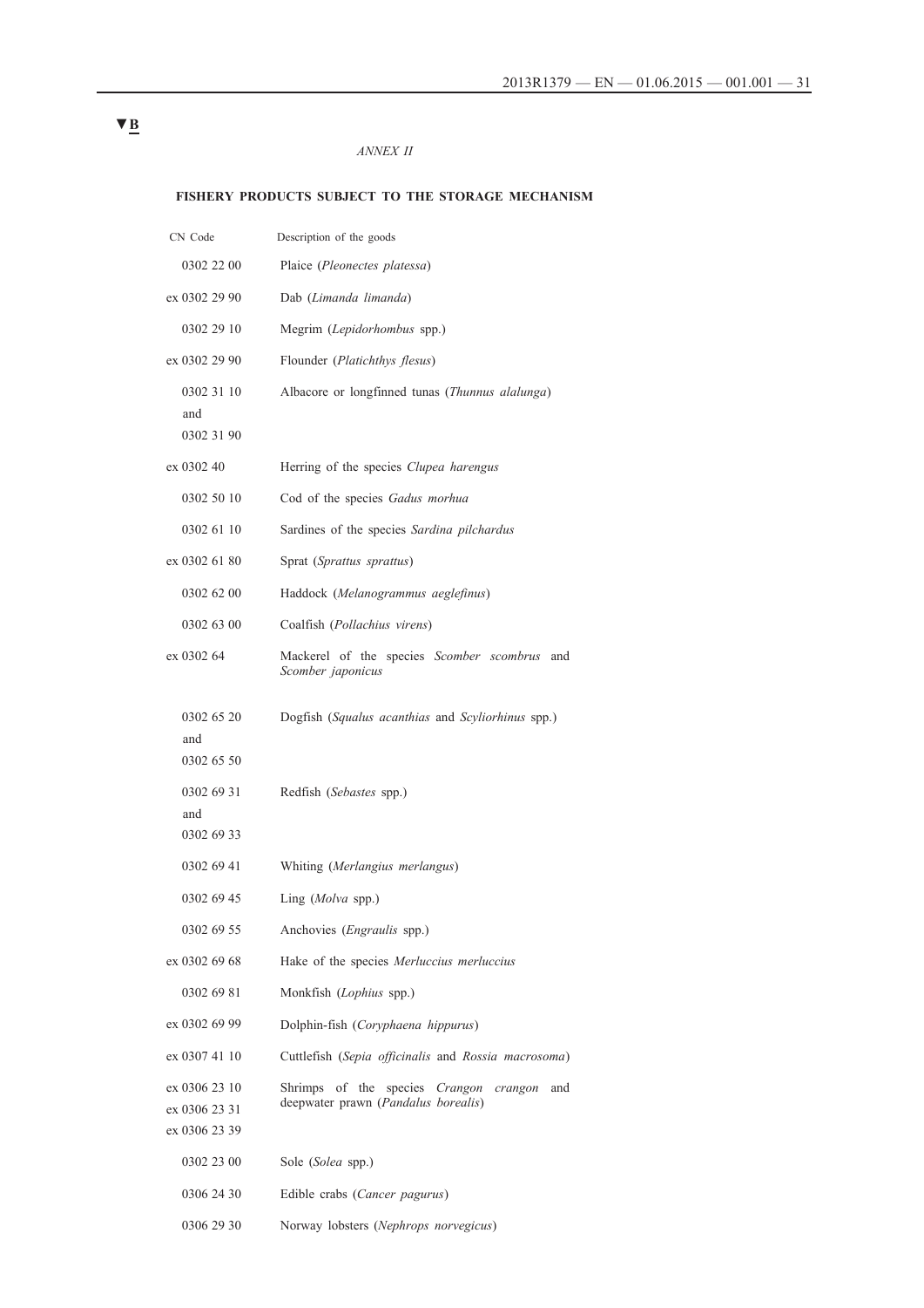▼B

*ANNEX II*

**FISHERY PRODUCTS SUBJECT TO THE STORAGE MECHANISM**

| CN Code | Description of the goods |
|---|---|
| 0302 22 00 | Plaice (*Pleonectes platessa*) |
| ex 0302 29 90 | Dab (*Limanda limanda*) |
| 0302 29 10 | Megrim (*Lepidorhombus* spp.) |
| ex 0302 29 90 | Flounder (*Platichthys flesus*) |
| 0302 31 10 and 0302 31 90 | Albacore or longfinned tunas (*Thunnus alalunga*) |
| ex 0302 40 | Herring of the species *Clupea harengus* |
| 0302 50 10 | Cod of the species *Gadus morhua* |
| 0302 61 10 | Sardines of the species *Sardina pilchardus* |
| ex 0302 61 80 | Sprat (*Sprattus sprattus*) |
| 0302 62 00 | Haddock (*Melanogrammus aeglefinus*) |
| 0302 63 00 | Coalfish (*Pollachius virens*) |
| ex 0302 64 | Mackerel of the species *Scomber scombrus* and *Scomber japonicus* |
| 0302 65 20 and 0302 65 50 | Dogfish (*Squalus acanthias* and *Scyliorhinus* spp.) |
| 0302 69 31 and 0302 69 33 | Redfish (*Sebastes* spp.) |
| 0302 69 41 | Whiting (*Merlangius merlangus*) |
| 0302 69 45 | Ling (*Molva* spp.) |
| 0302 69 55 | Anchovies (*Engraulis* spp.) |
| ex 0302 69 68 | Hake of the species *Merluccius merluccius* |
| 0302 69 81 | Monkfish (*Lophius* spp.) |
| ex 0302 69 99 | Dolphin-fish (*Coryphaena hippurus*) |
| ex 0307 41 10 | Cuttlefish (*Sepia officinalis* and *Rossia macrosoma*) |
| ex 0306 23 10 ex 0306 23 31 ex 0306 23 39 | Shrimps of the species *Crangon crangon* and deepwater prawn (*Pandalus borealis*) |
| 0302 23 00 | Sole (*Solea* spp.) |
| 0306 24 30 | Edible crabs (*Cancer pagurus*) |
| 0306 29 30 | Norway lobsters (*Nephrops norvegicus*) |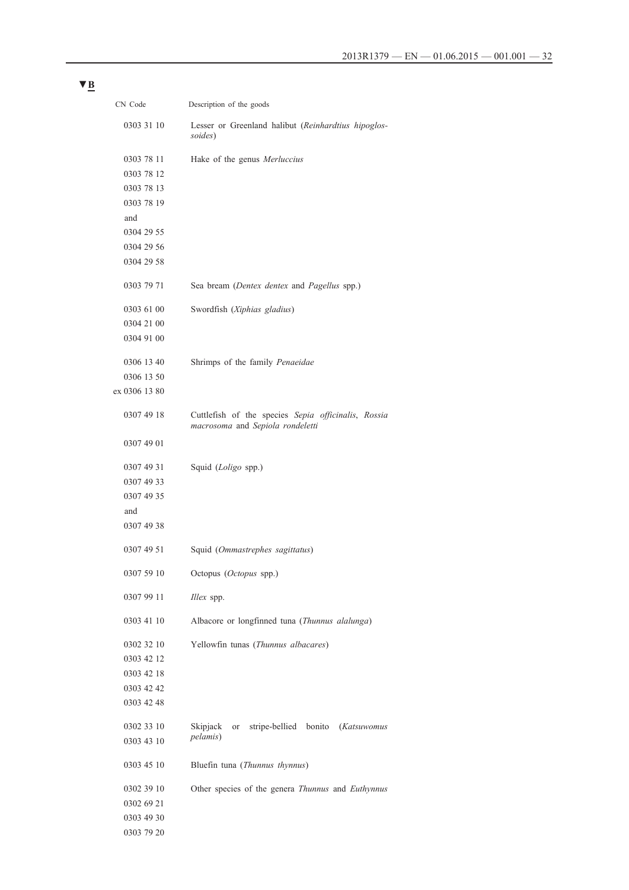▼B

| CN Code | Description of the goods |
| --- | --- |
| 0303 31 10 | Lesser or Greenland halibut (*Reinhardtius hipoglossoides*) |
| 0303 78 11<br>0303 78 12<br>0303 78 13<br>0303 78 19<br>and<br>0304 29 55<br>0304 29 56<br>0304 29 58 | Hake of the genus *Merluccius* |
| 0303 79 71 | Sea bream (*Dentex dentex* and *Pagellus* spp.) |
| 0303 61 00<br>0304 21 00<br>0304 91 00 | Swordfish (*Xiphias gladius*) |
| 0306 13 40<br>0306 13 50<br>ex 0306 13 80 | Shrimps of the family *Penaeidae* |
| 0307 49 18<br><br>0307 49 01 | Cuttlefish of the species *Sepia officinalis*, *Rossia macrosoma* and *Sepiola rondeletti* |
| 0307 49 31<br>0307 49 33<br>0307 49 35<br>and<br>0307 49 38 | Squid (*Loligo* spp.) |
| 0307 49 51 | Squid (*Ommastrephes sagittatus*) |
| 0307 59 10 | Octopus (*Octopus* spp.) |
| 0307 99 11 | *Illex* spp. |
| 0303 41 10 | Albacore or longfinned tuna (*Thunnus alalunga*) |
| 0302 32 10<br>0303 42 12<br>0303 42 18<br>0303 42 42<br>0303 42 48 | Yellowfin tunas (*Thunnus albacares*) |
| 0302 33 10<br>0303 43 10 | Skipjack or stripe-bellied bonito (*Katsuwomus pelamis*) |
| 0303 45 10 | Bluefin tuna (*Thunnus thynnus*) |
| 0302 39 10<br>0302 69 21<br>0303 49 30<br>0303 79 20 | Other species of the genera *Thunnus* and *Euthynnus* |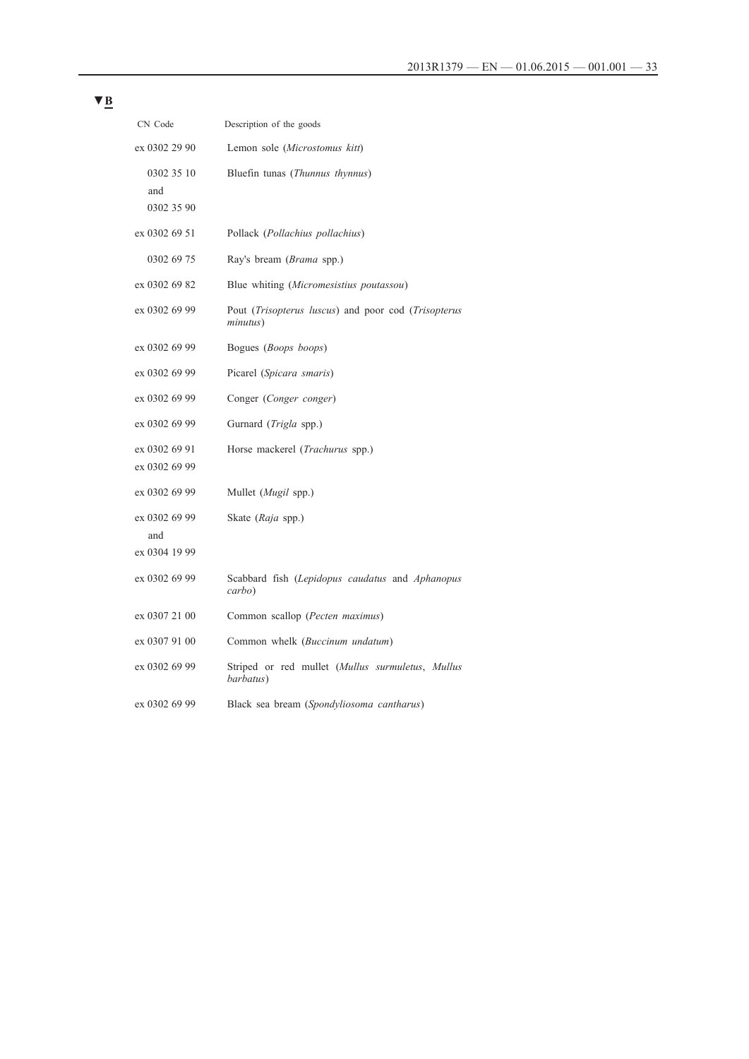▼B

| CN Code | Description of the goods |
|---|---|
| ex 0302 29 90 | Lemon sole (*Microstomus kitt*) |
| 0302 35 10 and 0302 35 90 | Bluefin tunas (*Thunnus thynnus*) |
| ex 0302 69 51 | Pollack (*Pollachius pollachius*) |
| 0302 69 75 | Ray's bream (*Brama* spp.) |
| ex 0302 69 82 | Blue whiting (*Micromesistius poutassou*) |
| ex 0302 69 99 | Pout (*Trisopterus luscus*) and poor cod (*Trisopterus minutus*) |
| ex 0302 69 99 | Bogues (*Boops boops*) |
| ex 0302 69 99 | Picarel (*Spicara smaris*) |
| ex 0302 69 99 | Conger (*Conger conger*) |
| ex 0302 69 99 | Gurnard (*Trigla* spp.) |
| ex 0302 69 91 ex 0302 69 99 | Horse mackerel (*Trachurus* spp.) |
| ex 0302 69 99 | Mullet (*Mugil* spp.) |
| ex 0302 69 99 and ex 0304 19 99 | Skate (*Raja* spp.) |
| ex 0302 69 99 | Scabbard fish (*Lepidopus caudatus* and *Aphanopus carbo*) |
| ex 0307 21 00 | Common scallop (*Pecten maximus*) |
| ex 0307 91 00 | Common whelk (*Buccinum undatum*) |
| ex 0302 69 99 | Striped or red mullet (*Mullus surmuletus*, *Mullus barbatus*) |
| ex 0302 69 99 | Black sea bream (*Spondyliosoma cantharus*) |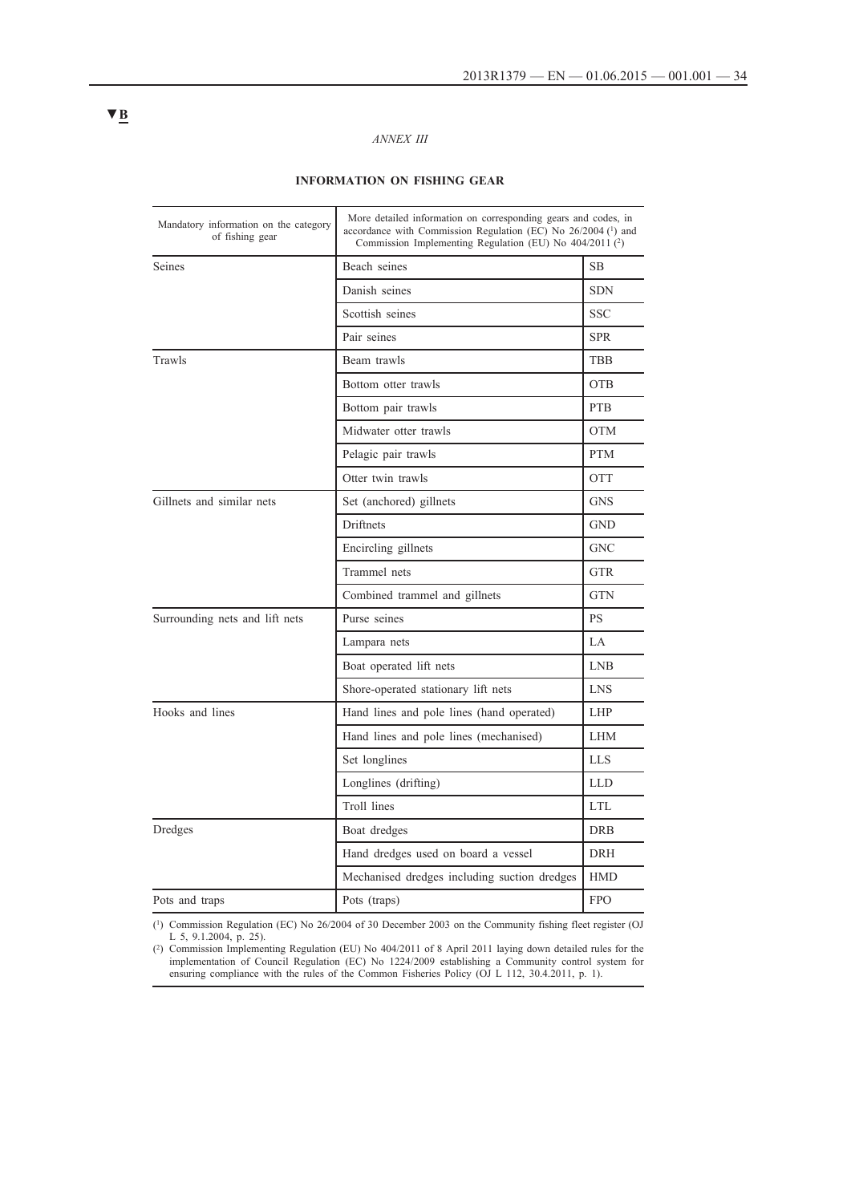▼B

*ANNEX III*

**INFORMATION ON FISHING GEAR**

| Mandatory information on the category of fishing gear | More detailed information on corresponding gears and codes, in accordance with Commission Regulation (EC) No 26/2004 [1] and Commission Implementing Regulation (EU) No 404/2011 [2] | |
|---|---|---|
| Seines | Beach seines | SB |
| | Danish seines | SDN |
| | Scottish seines | SSC |
| | Pair seines | SPR |
| Trawls | Beam trawls | TBB |
| | Bottom otter trawls | OTB |
| | Bottom pair trawls | PTB |
| | Midwater otter trawls | OTM |
| | Pelagic pair trawls | PTM |
| | Otter twin trawls | OTT |
| Gillnets and similar nets | Set (anchored) gillnets | GNS |
| | Driftnets | GND |
| | Encircling gillnets | GNC |
| | Trammel nets | GTR |
| | Combined trammel and gillnets | GTN |
| Surrounding nets and lift nets | Purse seines | PS |
| | Lampara nets | LA |
| | Boat operated lift nets | LNB |
| | Shore-operated stationary lift nets | LNS |
| Hooks and lines | Hand lines and pole lines (hand operated) | LHP |
| | Hand lines and pole lines (mechanised) | LHM |
| | Set longlines | LLS |
| | Longlines (drifting) | LLD |
| | Troll lines | LTL |
| Dredges | Boat dredges | DRB |
| | Hand dredges used on board a vessel | DRH |
| | Mechanised dredges including suction dredges | HMD |
| Pots and traps | Pots (traps) | FPO |

[1] Commission Regulation (EC) No 26/2004 of 30 December 2003 on the Community fishing fleet register (OJ L 5, 9.1.2004, p. 25).

[2] Commission Implementing Regulation (EU) No 404/2011 of 8 April 2011 laying down detailed rules for the implementation of Council Regulation (EC) No 1224/2009 establishing a Community control system for ensuring compliance with the rules of the Common Fisheries Policy (OJ L 112, 30.4.2011, p. 1).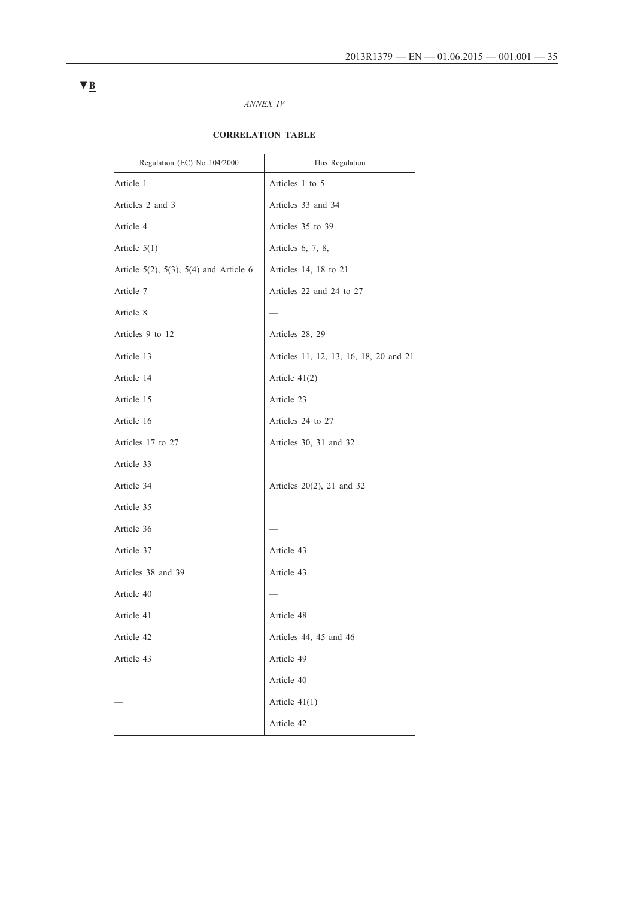▼B

*ANNEX IV*

**CORRELATION TABLE**

| Regulation (EC) No 104/2000 | This Regulation |
|---|---|
| Article 1 | Articles 1 to 5 |
| Articles 2 and 3 | Articles 33 and 34 |
| Article 4 | Articles 35 to 39 |
| Article 5(1) | Articles 6, 7, 8, |
| Article 5(2), 5(3), 5(4) and Article 6 | Articles 14, 18 to 21 |
| Article 7 | Articles 22 and 24 to 27 |
| Article 8 | — |
| Articles 9 to 12 | Articles 28, 29 |
| Article 13 | Articles 11, 12, 13, 16, 18, 20 and 21 |
| Article 14 | Article 41(2) |
| Article 15 | Article 23 |
| Article 16 | Articles 24 to 27 |
| Articles 17 to 27 | Articles 30, 31 and 32 |
| Article 33 | — |
| Article 34 | Articles 20(2), 21 and 32 |
| Article 35 | — |
| Article 36 | — |
| Article 37 | Article 43 |
| Articles 38 and 39 | Article 43 |
| Article 40 | — |
| Article 41 | Article 48 |
| Article 42 | Articles 44, 45 and 46 |
| Article 43 | Article 49 |
| — | Article 40 |
| — | Article 41(1) |
| — | Article 42 |